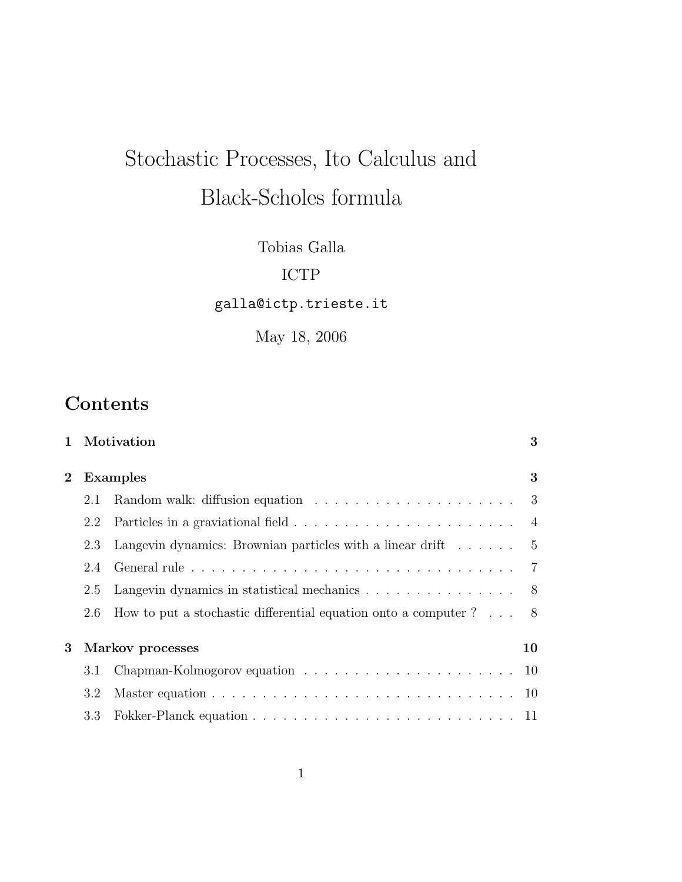# Stochastic Processes, Ito Calculus and Black-Scholes formula

Tobias Galla

ICTP

`galla@ictp.trieste.it`

May 18, 2006

## Contents

| | | |
|---|---|---|
| **1** | **Motivation** | **3** |
| **2** | **Examples** | **3** |
| 2.1 | Random walk: diffusion equation | 3 |
| 2.2 | Particles in a graviational field | 4 |
| 2.3 | Langevin dynamics: Brownian particles with a linear drift | 5 |
| 2.4 | General rule | 7 |
| 2.5 | Langevin dynamics in statistical mechanics | 8 |
| 2.6 | How to put a stochastic differential equation onto a computer ? | 8 |
| **3** | **Markov processes** | **10** |
| 3.1 | Chapman-Kolmogorov equation | 10 |
| 3.2 | Master equation | 10 |
| 3.3 | Fokker-Planck equation | 11 |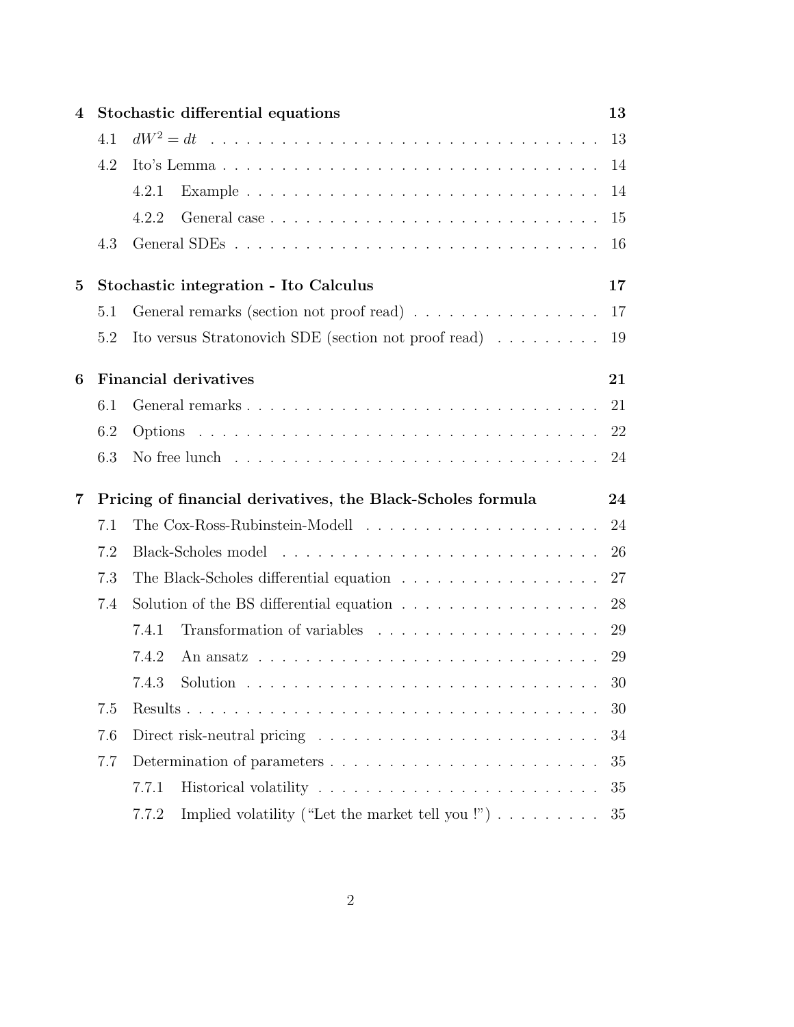**4 Stochastic differential equations** **13**

4.1 $dW^2 = dt$ . . . . . . . . . . 13

4.2 Ito's Lemma . . . . . . . . . . 14

4.2.1 Example . . . . . . . . . . 14

4.2.2 General case . . . . . . . . . . 15

4.3 General SDEs . . . . . . . . . . 16

**5 Stochastic integration - Ito Calculus** **17**

5.1 General remarks (section not proof read) . . . . . . . . . . 17

5.2 Ito versus Stratonovich SDE (section not proof read) . . . . . . . . . . 19

**6 Financial derivatives** **21**

6.1 General remarks . . . . . . . . . . 21

6.2 Options . . . . . . . . . . 22

6.3 No free lunch . . . . . . . . . . 24

**7 Pricing of financial derivatives, the Black-Scholes formula** **24**

7.1 The Cox-Ross-Rubinstein-Modell . . . . . . . . . . 24

7.2 Black-Scholes model . . . . . . . . . . 26

7.3 The Black-Scholes differential equation . . . . . . . . . . 27

7.4 Solution of the BS differential equation . . . . . . . . . . 28

7.4.1 Transformation of variables . . . . . . . . . . 29

7.4.2 An ansatz . . . . . . . . . . 29

7.4.3 Solution . . . . . . . . . . 30

7.5 Results . . . . . . . . . . 30

7.6 Direct risk-neutral pricing . . . . . . . . . . 34

7.7 Determination of parameters . . . . . . . . . . 35

7.7.1 Historical volatility . . . . . . . . . . 35

7.7.2 Implied volatility ("Let the market tell you !") . . . . . . . . . . 35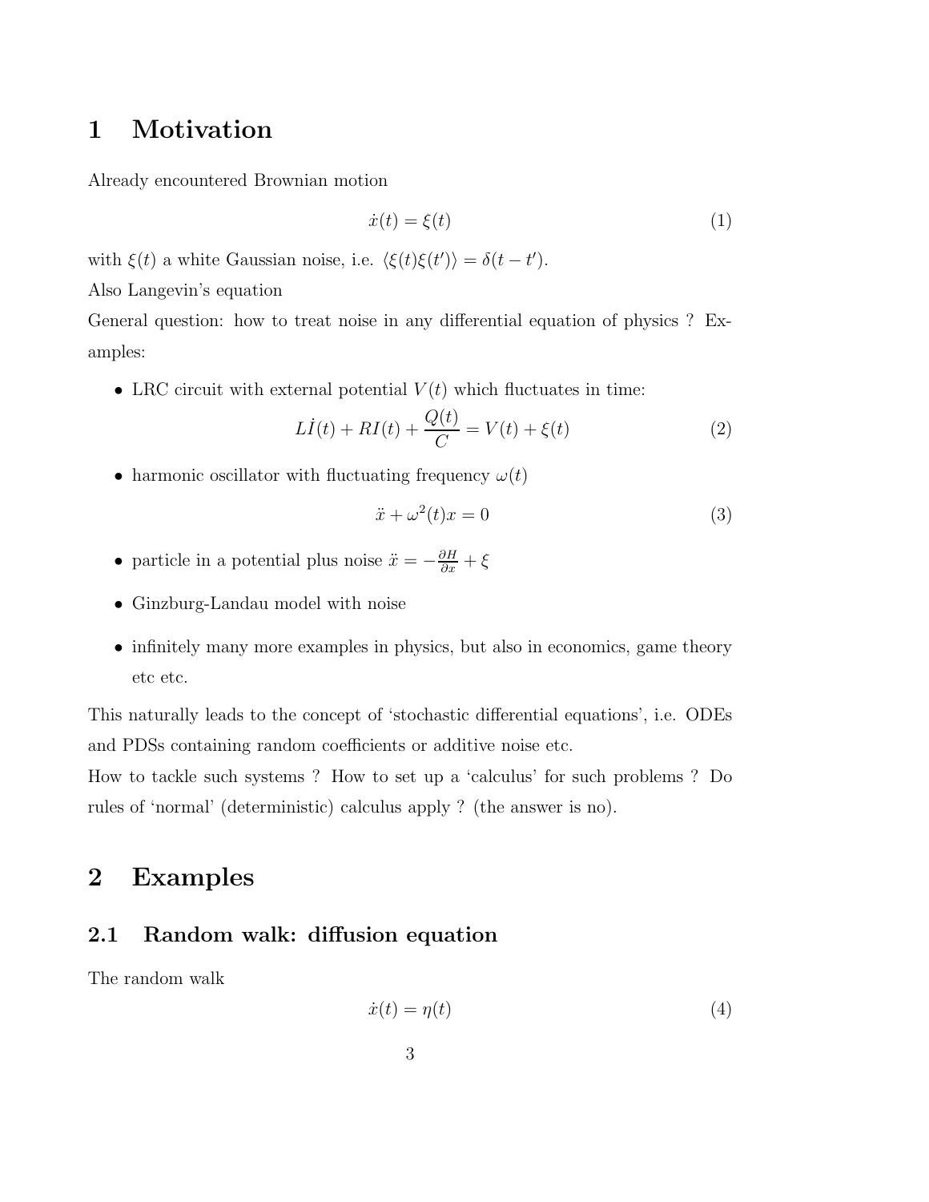# 1 Motivation

Already encountered Brownian motion

$$\dot{x}(t) = \xi(t) \tag{1}$$

with $\xi(t)$ a white Gaussian noise, i.e. $\langle \xi(t)\xi(t')\rangle = \delta(t-t')$.
Also Langevin's equation
General question: how to treat noise in any differential equation of physics ? Examples:

- LRC circuit with external potential $V(t)$ which fluctuates in time:

$$L\dot{I}(t) + RI(t) + \frac{Q(t)}{C} = V(t) + \xi(t) \tag{2}$$

- harmonic oscillator with fluctuating frequency $\omega(t)$

$$\ddot{x} + \omega^2(t)x = 0 \tag{3}$$

- particle in a potential plus noise $\ddot{x} = -\frac{\partial H}{\partial x} + \xi$
- Ginzburg-Landau model with noise
- infinitely many more examples in physics, but also in economics, game theory etc etc.

This naturally leads to the concept of 'stochastic differential equations', i.e. ODEs and PDSs containing random coefficients or additive noise etc.
How to tackle such systems ? How to set up a 'calculus' for such problems ? Do rules of 'normal' (deterministic) calculus apply ? (the answer is no).

# 2 Examples

## 2.1 Random walk: diffusion equation

The random walk

$$\dot{x}(t) = \eta(t) \tag{4}$$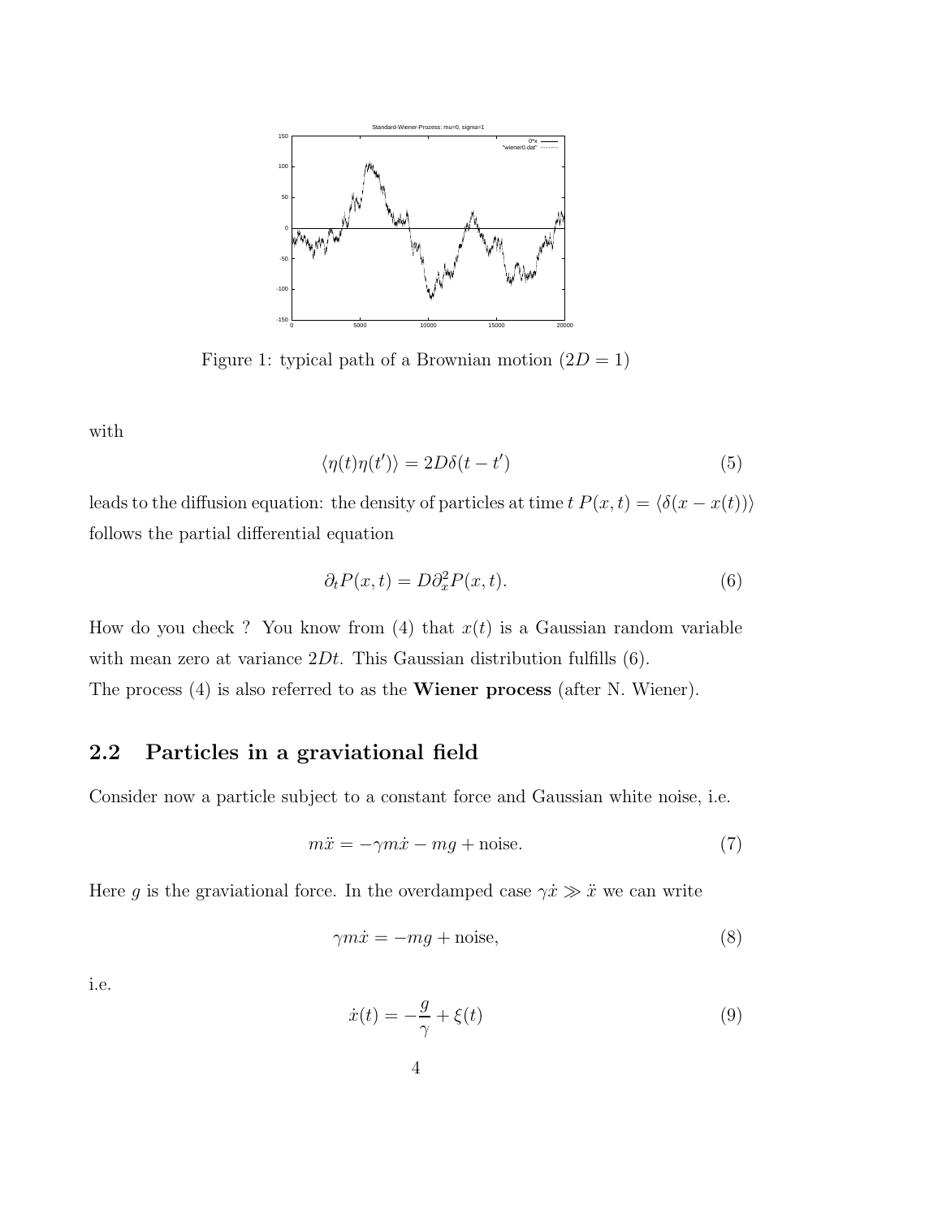Figure 1: typical path of a Brownian motion ($2D = 1$)

with

$$\langle \eta(t)\eta(t') \rangle = 2D\delta(t - t') \tag{5}$$

leads to the diffusion equation: the density of particles at time $t$ $P(x,t) = \langle \delta(x - x(t)) \rangle$ follows the partial differential equation

$$\partial_t P(x,t) = D\partial_x^2 P(x,t). \tag{6}$$

How do you check ? You know from (4) that $x(t)$ is a Gaussian random variable with mean zero at variance $2Dt$. This Gaussian distribution fulfills (6).
The process (4) is also referred to as the **Wiener process** (after N. Wiener).

## 2.2 Particles in a graviational field

Consider now a particle subject to a constant force and Gaussian white noise, i.e.

$$m\ddot{x} = -\gamma m\dot{x} - mg + \text{noise}. \tag{7}$$

Here $g$ is the graviational force. In the overdamped case $\gamma\dot{x} \gg \ddot{x}$ we can write

$$\gamma m\dot{x} = -mg + \text{noise}, \tag{8}$$

i.e.

$$\dot{x}(t) = -\frac{g}{\gamma} + \xi(t) \tag{9}$$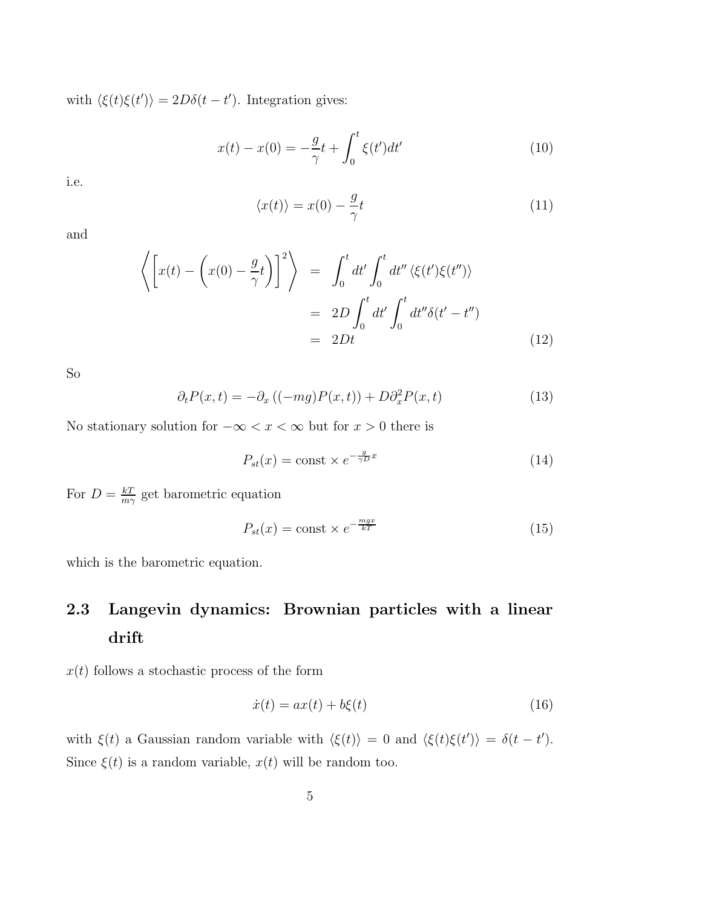with $\langle \xi(t)\xi(t')\rangle = 2D\delta(t-t')$. Integration gives:

$$x(t) - x(0) = -\frac{g}{\gamma}t + \int_0^t \xi(t')dt' \tag{10}$$

i.e.

$$\langle x(t)\rangle = x(0) - \frac{g}{\gamma}t \tag{11}$$

and

$$\begin{aligned}
\left\langle \left[x(t) - \left(x(0) - \frac{g}{\gamma}t\right)\right]^2\right\rangle &= \int_0^t dt' \int_0^t dt'' \langle \xi(t')\xi(t'')\rangle \\
&= 2D\int_0^t dt' \int_0^t dt'' \delta(t'-t'') \\
&= 2Dt
\end{aligned} \tag{12}$$

So

$$\partial_t P(x,t) = -\partial_x\left((-mg)P(x,t)\right) + D\partial_x^2 P(x,t) \tag{13}$$

No stationary solution for $-\infty < x < \infty$ but for $x > 0$ there is

$$P_{st}(x) = \text{const} \times e^{-\frac{g}{\gamma D}x} \tag{14}$$

For $D = \frac{kT}{m\gamma}$ get barometric equation

$$P_{st}(x) = \text{const} \times e^{-\frac{mgx}{kT}} \tag{15}$$

which is the barometric equation.

## 2.3 Langevin dynamics: Brownian particles with a linear drift

$x(t)$ follows a stochastic process of the form

$$\dot{x}(t) = ax(t) + b\xi(t) \tag{16}$$

with $\xi(t)$ a Gaussian random variable with $\langle \xi(t)\rangle = 0$ and $\langle \xi(t)\xi(t')\rangle = \delta(t-t')$. Since $\xi(t)$ is a random variable, $x(t)$ will be random too.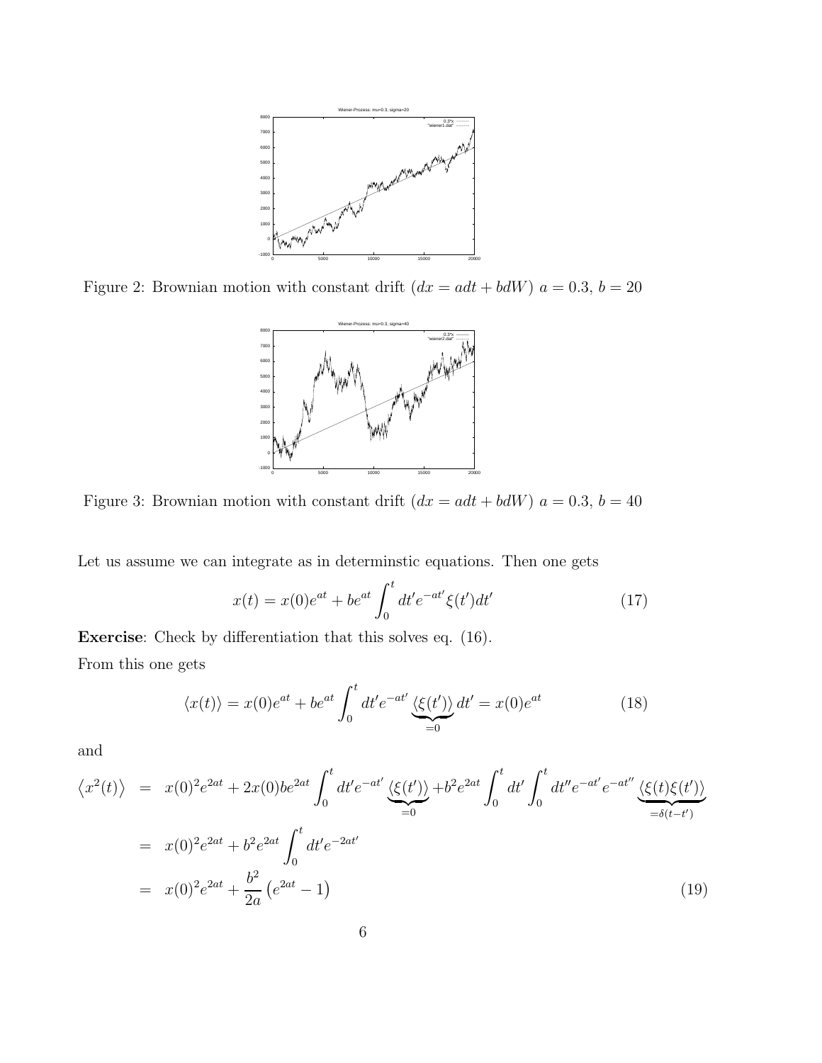Figure 2: Brownian motion with constant drift ($dx = adt + bdW$) $a = 0.3$, $b = 20$

Figure 3: Brownian motion with constant drift ($dx = adt + bdW$) $a = 0.3$, $b = 40$

Let us assume we can integrate as in determinstic equations. Then one gets

$$x(t) = x(0)e^{at} + be^{at} \int_0^t dt' e^{-at'} \xi(t') dt' \tag{17}$$

**Exercise**: Check by differentiation that this solves eq. (16).

From this one gets

$$\langle x(t) \rangle = x(0)e^{at} + be^{at} \int_0^t dt' e^{-at'} \underbrace{\langle \xi(t') \rangle}_{=0} dt' = x(0)e^{at} \tag{18}$$

and

$$\begin{aligned}
\langle x^2(t) \rangle &= x(0)^2 e^{2at} + 2x(0)be^{2at} \int_0^t dt' e^{-at'} \underbrace{\langle \xi(t') \rangle}_{=0} + b^2 e^{2at} \int_0^t dt' \int_0^t dt'' e^{-at'} e^{-at''} \underbrace{\langle \xi(t)\xi(t') \rangle}_{=\delta(t-t')} \\
&= x(0)^2 e^{2at} + b^2 e^{2at} \int_0^t dt' e^{-2at'} \\
&= x(0)^2 e^{2at} + \frac{b^2}{2a} \left( e^{2at} - 1 \right)
\end{aligned} \tag{19}$$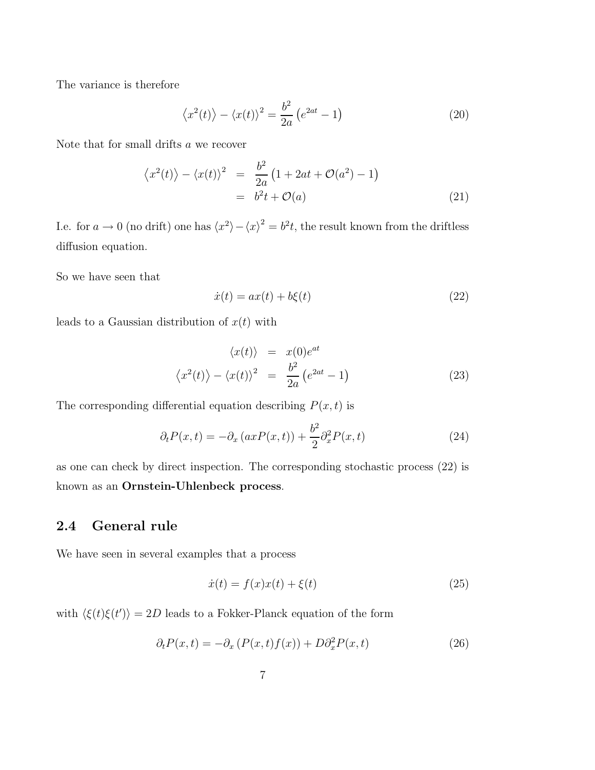The variance is therefore

$$\left\langle x^2(t) \right\rangle - \left\langle x(t) \right\rangle^2 = \frac{b^2}{2a}\left(e^{2at} - 1\right) \tag{20}$$

Note that for small drifts $a$ we recover

$$\begin{aligned}
\left\langle x^2(t) \right\rangle - \left\langle x(t) \right\rangle^2 &= \frac{b^2}{2a}\left(1 + 2at + \mathcal{O}(a^2) - 1\right) \\
&= b^2 t + \mathcal{O}(a)
\end{aligned} \tag{21}$$

I.e. for $a \to 0$ (no drift) one has $\langle x^2 \rangle - \langle x \rangle^2 = b^2 t$, the result known from the driftless diffusion equation.

So we have seen that

$$\dot{x}(t) = ax(t) + b\xi(t) \tag{22}$$

leads to a Gaussian distribution of $x(t)$ with

$$\begin{aligned}
\langle x(t) \rangle &= x(0)e^{at} \\
\left\langle x^2(t) \right\rangle - \left\langle x(t) \right\rangle^2 &= \frac{b^2}{2a}\left(e^{2at} - 1\right)
\end{aligned} \tag{23}$$

The corresponding differential equation describing $P(x,t)$ is

$$\partial_t P(x,t) = -\partial_x \left(axP(x,t)\right) + \frac{b^2}{2}\partial_x^2 P(x,t) \tag{24}$$

as one can check by direct inspection. The corresponding stochastic process (22) is known as an **Ornstein-Uhlenbeck process**.

## 2.4 General rule

We have seen in several examples that a process

$$\dot{x}(t) = f(x)x(t) + \xi(t) \tag{25}$$

with $\langle \xi(t)\xi(t') \rangle = 2D$ leads to a Fokker-Planck equation of the form

$$\partial_t P(x,t) = -\partial_x \left(P(x,t)f(x)\right) + D\partial_x^2 P(x,t) \tag{26}$$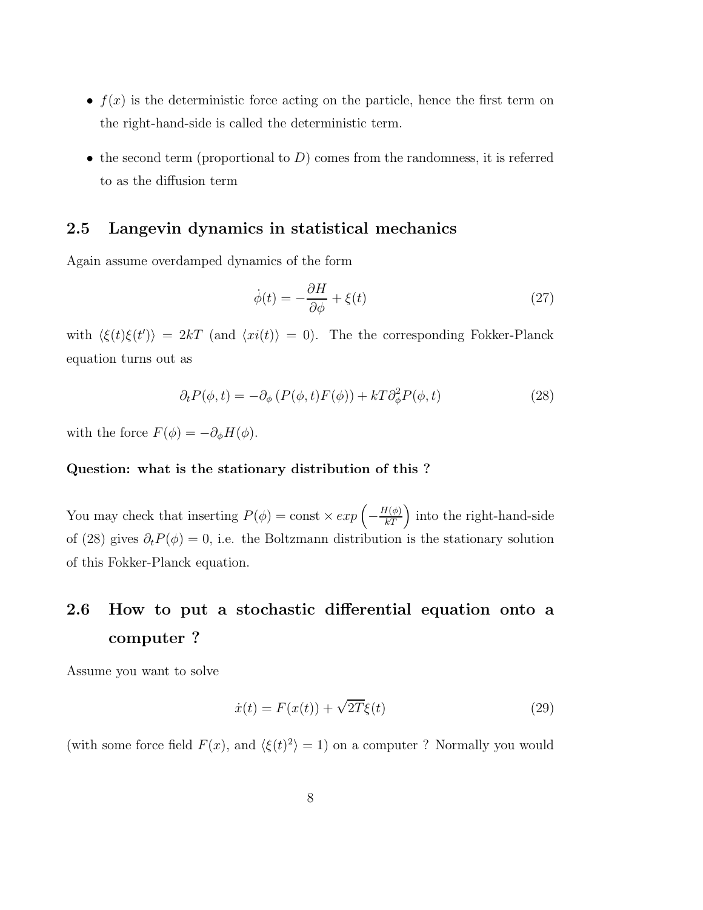- $f(x)$ is the deterministic force acting on the particle, hence the first term on the right-hand-side is called the deterministic term.
- the second term (proportional to $D$) comes from the randomness, it is referred to as the diffusion term

## 2.5 Langevin dynamics in statistical mechanics

Again assume overdamped dynamics of the form

$$\dot{\phi}(t) = -\frac{\partial H}{\partial \phi} + \xi(t) \tag{27}$$

with $\langle \xi(t)\xi(t')\rangle = 2kT$ (and $\langle xi(t)\rangle = 0$). The the corresponding Fokker-Planck equation turns out as

$$\partial_t P(\phi, t) = -\partial_\phi \left(P(\phi, t)F(\phi)\right) + kT\partial_\phi^2 P(\phi, t) \tag{28}$$

with the force $F(\phi) = -\partial_\phi H(\phi)$.

**Question: what is the stationary distribution of this ?**

You may check that inserting $P(\phi) = \text{const} \times exp\left(-\frac{H(\phi)}{kT}\right)$ into the right-hand-side of (28) gives $\partial_t P(\phi) = 0$, i.e. the Boltzmann distribution is the stationary solution of this Fokker-Planck equation.

## 2.6 How to put a stochastic differential equation onto a computer ?

Assume you want to solve

$$\dot{x}(t) = F(x(t)) + \sqrt{2T}\xi(t) \tag{29}$$

(with some force field $F(x)$, and $\langle \xi(t)^2\rangle = 1$) on a computer ? Normally you would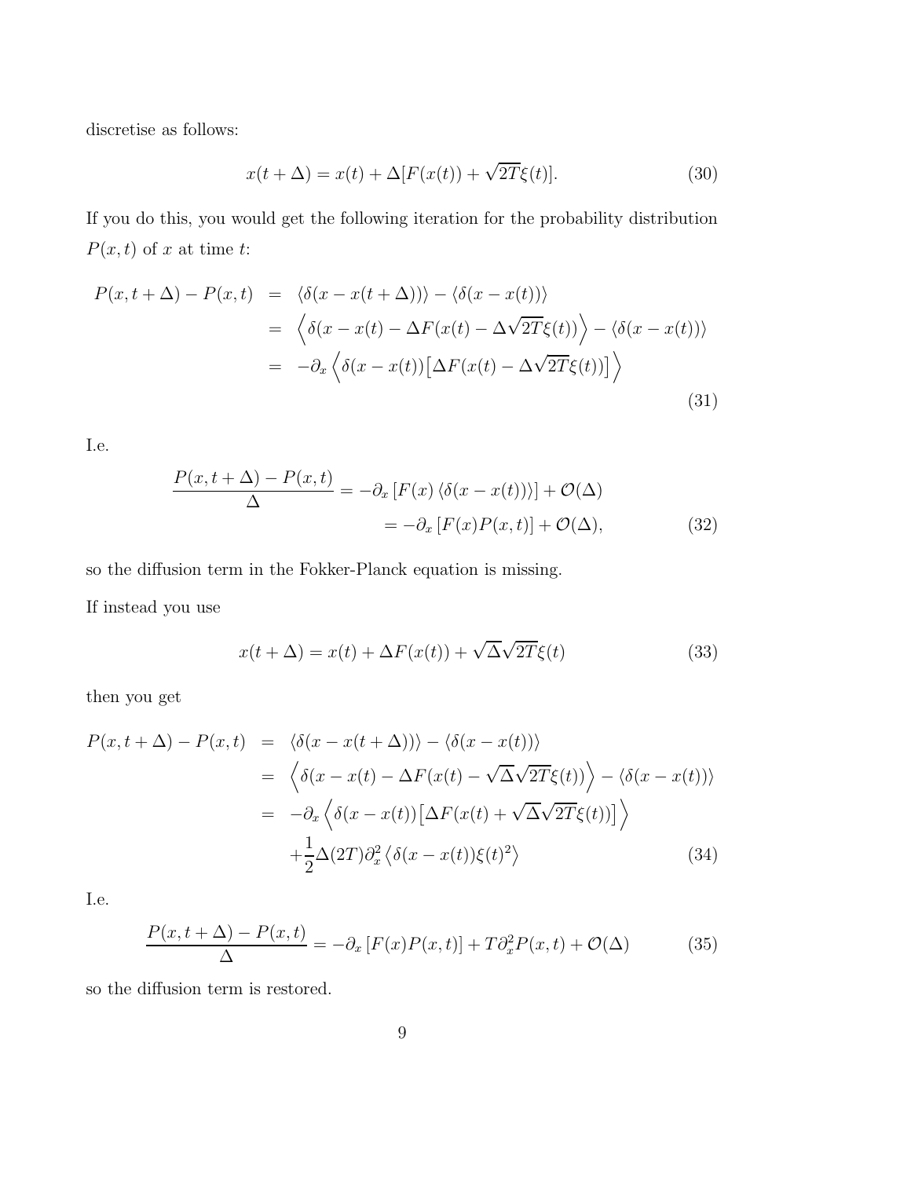discretise as follows:

$$x(t+\Delta) = x(t) + \Delta[F(x(t)) + \sqrt{2T}\xi(t)]. \tag{30}$$

If you do this, you would get the following iteration for the probability distribution $P(x,t)$ of $x$ at time $t$:

$$\begin{aligned}
P(x,t+\Delta) - P(x,t) &= \langle \delta(x - x(t+\Delta)) \rangle - \langle \delta(x - x(t)) \rangle \\
&= \left\langle \delta(x - x(t) - \Delta F(x(t) - \Delta\sqrt{2T}\xi(t)) \right\rangle - \langle \delta(x - x(t)) \rangle \\
&= -\partial_x \left\langle \delta(x - x(t)) \big[\Delta F(x(t) - \Delta\sqrt{2T}\xi(t))\big] \right\rangle
\end{aligned} \tag{31}$$

I.e.

$$\begin{aligned}
\frac{P(x,t+\Delta) - P(x,t)}{\Delta} &= -\partial_x \left[F(x) \langle \delta(x - x(t)) \rangle\right] + \mathcal{O}(\Delta) \\
&= -\partial_x \left[F(x) P(x,t)\right] + \mathcal{O}(\Delta),
\end{aligned} \tag{32}$$

so the diffusion term in the Fokker-Planck equation is missing.

If instead you use

$$x(t+\Delta) = x(t) + \Delta F(x(t)) + \sqrt{\Delta}\sqrt{2T}\xi(t) \tag{33}$$

then you get

$$\begin{aligned}
P(x,t+\Delta) - P(x,t) &= \langle \delta(x - x(t+\Delta)) \rangle - \langle \delta(x - x(t)) \rangle \\
&= \left\langle \delta(x - x(t) - \Delta F(x(t) - \sqrt{\Delta}\sqrt{2T}\xi(t)) \right\rangle - \langle \delta(x - x(t)) \rangle \\
&= -\partial_x \left\langle \delta(x - x(t)) \big[\Delta F(x(t) + \sqrt{\Delta}\sqrt{2T}\xi(t))\big] \right\rangle \\
&\quad + \frac{1}{2}\Delta(2T)\partial_x^2 \left\langle \delta(x - x(t))\xi(t)^2 \right\rangle
\end{aligned} \tag{34}$$

I.e.

$$\frac{P(x,t+\Delta) - P(x,t)}{\Delta} = -\partial_x \left[F(x) P(x,t)\right] + T\partial_x^2 P(x,t) + \mathcal{O}(\Delta) \tag{35}$$

so the diffusion term is restored.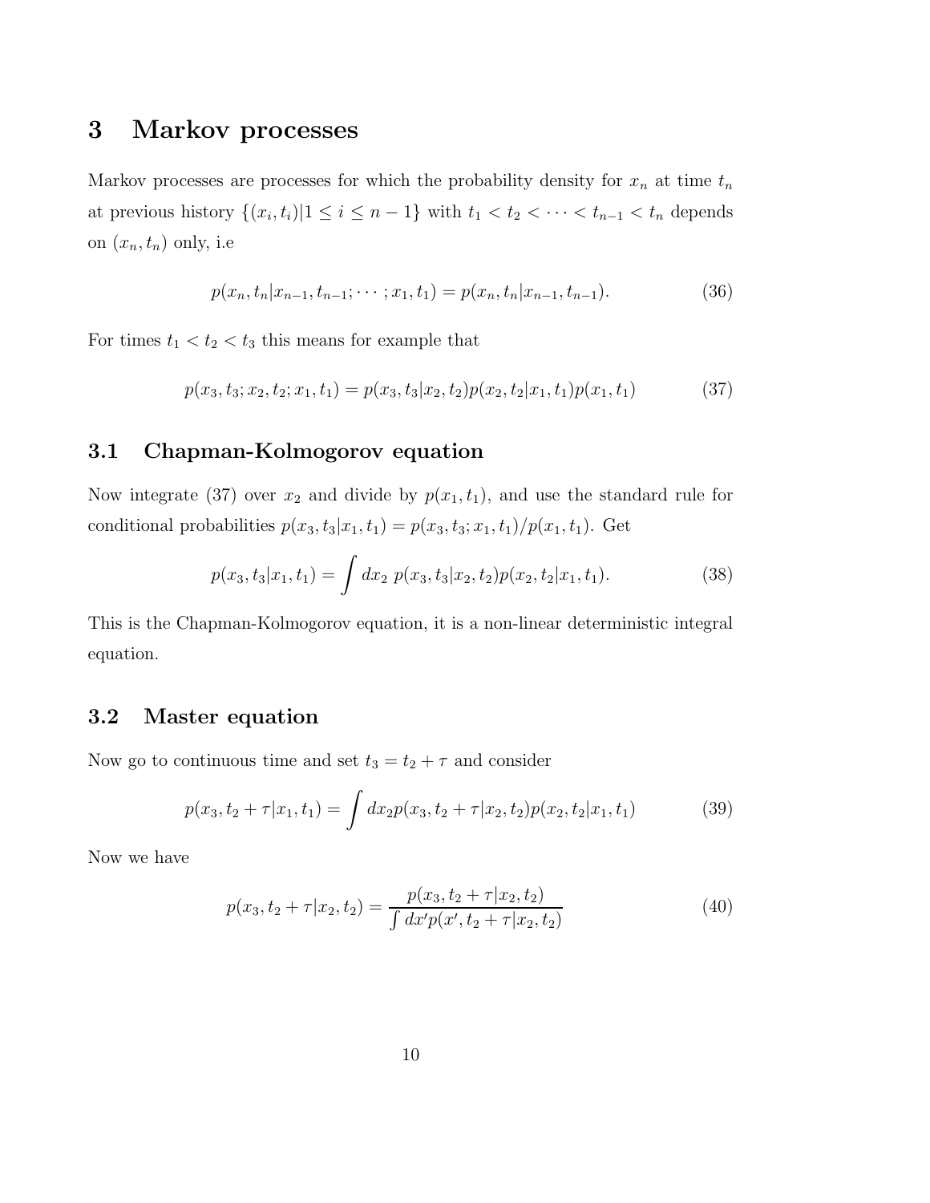# 3 Markov processes

Markov processes are processes for which the probability density for $x_n$ at time $t_n$ at previous history $\{(x_i, t_i)|1 \leq i \leq n-1\}$ with $t_1 < t_2 < \cdots < t_{n-1} < t_n$ depends on $(x_n, t_n)$ only, i.e

$$p(x_n, t_n|x_{n-1}, t_{n-1}; \cdots; x_1, t_1) = p(x_n, t_n|x_{n-1}, t_{n-1}). \tag{36}$$

For times $t_1 < t_2 < t_3$ this means for example that

$$p(x_3, t_3; x_2, t_2; x_1, t_1) = p(x_3, t_3|x_2, t_2)p(x_2, t_2|x_1, t_1)p(x_1, t_1) \tag{37}$$

## 3.1 Chapman-Kolmogorov equation

Now integrate (37) over $x_2$ and divide by $p(x_1, t_1)$, and use the standard rule for conditional probabilities $p(x_3, t_3|x_1, t_1) = p(x_3, t_3; x_1, t_1)/p(x_1, t_1)$. Get

$$p(x_3, t_3|x_1, t_1) = \int dx_2 \; p(x_3, t_3|x_2, t_2)p(x_2, t_2|x_1, t_1). \tag{38}$$

This is the Chapman-Kolmogorov equation, it is a non-linear deterministic integral equation.

## 3.2 Master equation

Now go to continuous time and set $t_3 = t_2 + \tau$ and consider

$$p(x_3, t_2 + \tau|x_1, t_1) = \int dx_2 p(x_3, t_2 + \tau|x_2, t_2)p(x_2, t_2|x_1, t_1) \tag{39}$$

Now we have

$$p(x_3, t_2 + \tau|x_2, t_2) = \frac{p(x_3, t_2 + \tau|x_2, t_2)}{\int dx' p(x', t_2 + \tau|x_2, t_2)} \tag{40}$$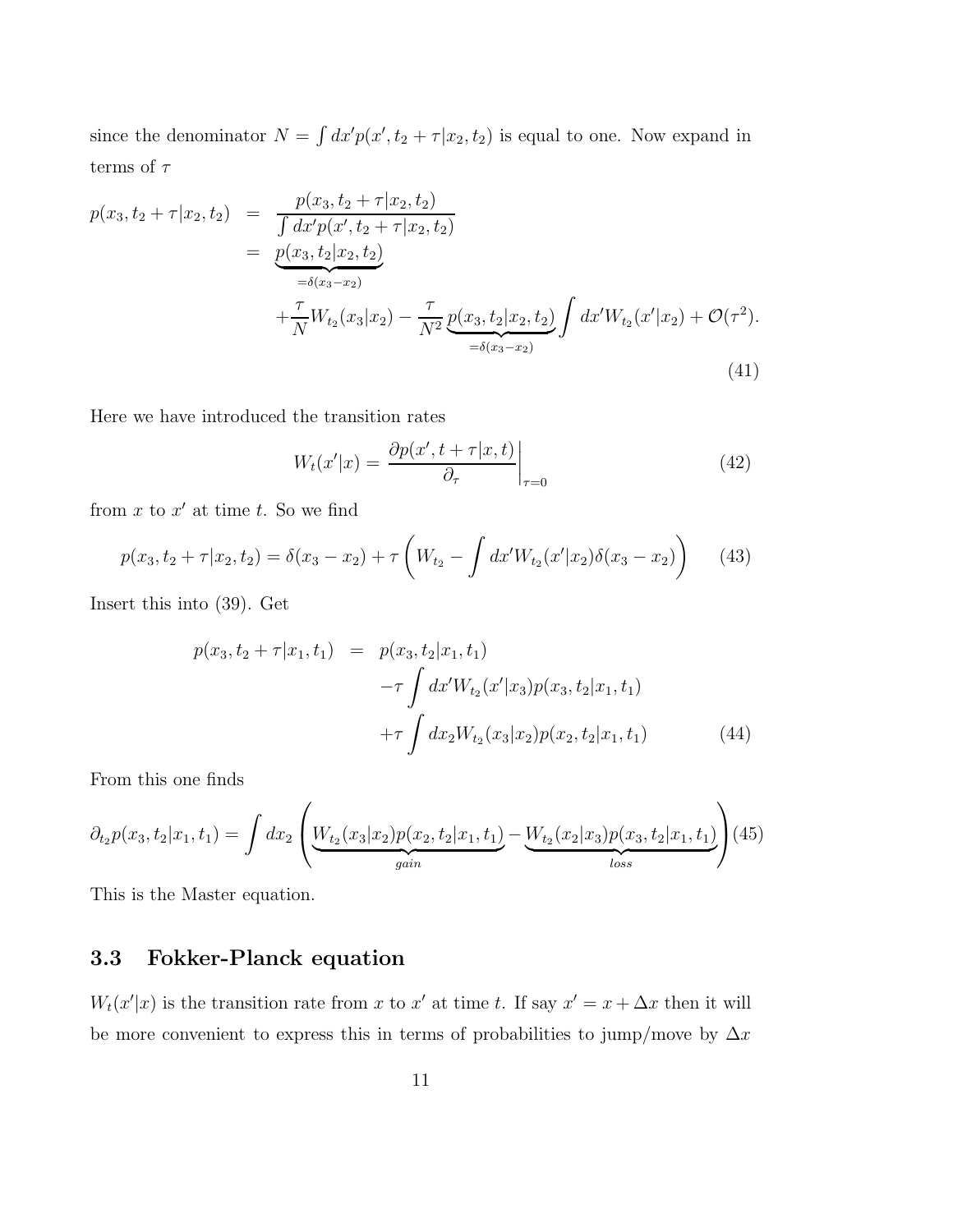since the denominator $N = \int dx' p(x', t_2 + \tau | x_2, t_2)$ is equal to one. Now expand in terms of $\tau$

$$
\begin{aligned}
p(x_3, t_2 + \tau | x_2, t_2) &= \frac{p(x_3, t_2 + \tau | x_2, t_2)}{\int dx' p(x', t_2 + \tau | x_2, t_2)} \\
&= \underbrace{p(x_3, t_2 | x_2, t_2)}_{=\delta(x_3 - x_2)} \\
&\quad + \frac{\tau}{N} W_{t_2}(x_3 | x_2) - \frac{\tau}{N^2} \underbrace{p(x_3, t_2 | x_2, t_2)}_{=\delta(x_3 - x_2)} \int dx' W_{t_2}(x' | x_2) + \mathcal{O}(\tau^2).
\end{aligned}
\tag{41}
$$

Here we have introduced the transition rates

$$
W_t(x' | x) = \left. \frac{\partial p(x', t + \tau | x, t)}{\partial_\tau} \right|_{\tau = 0} \tag{42}
$$

from $x$ to $x'$ at time $t$. So we find

$$
p(x_3, t_2 + \tau | x_2, t_2) = \delta(x_3 - x_2) + \tau \left( W_{t_2} - \int dx' W_{t_2}(x' | x_2) \delta(x_3 - x_2) \right) \tag{43}
$$

Insert this into (39). Get

$$
\begin{aligned}
p(x_3, t_2 + \tau | x_1, t_1) &= p(x_3, t_2 | x_1, t_1) \\
&\quad - \tau \int dx' W_{t_2}(x' | x_3) p(x_3, t_2 | x_1, t_1) \\
&\quad + \tau \int dx_2 W_{t_2}(x_3 | x_2) p(x_2, t_2 | x_1, t_1)
\end{aligned}
\tag{44}
$$

From this one finds

$$
\partial_{t_2} p(x_3, t_2 | x_1, t_1) = \int dx_2 \left( \underbrace{W_{t_2}(x_3 | x_2) p(x_2, t_2 | x_1, t_1)}_{gain} - \underbrace{W_{t_2}(x_2 | x_3) p(x_3, t_2 | x_1, t_1)}_{loss} \right) \tag{45}
$$

This is the Master equation.

### 3.3 Fokker-Planck equation

$W_t(x' | x)$ is the transition rate from $x$ to $x'$ at time $t$. If say $x' = x + \Delta x$ then it will be more convenient to express this in terms of probabilities to jump/move by $\Delta x$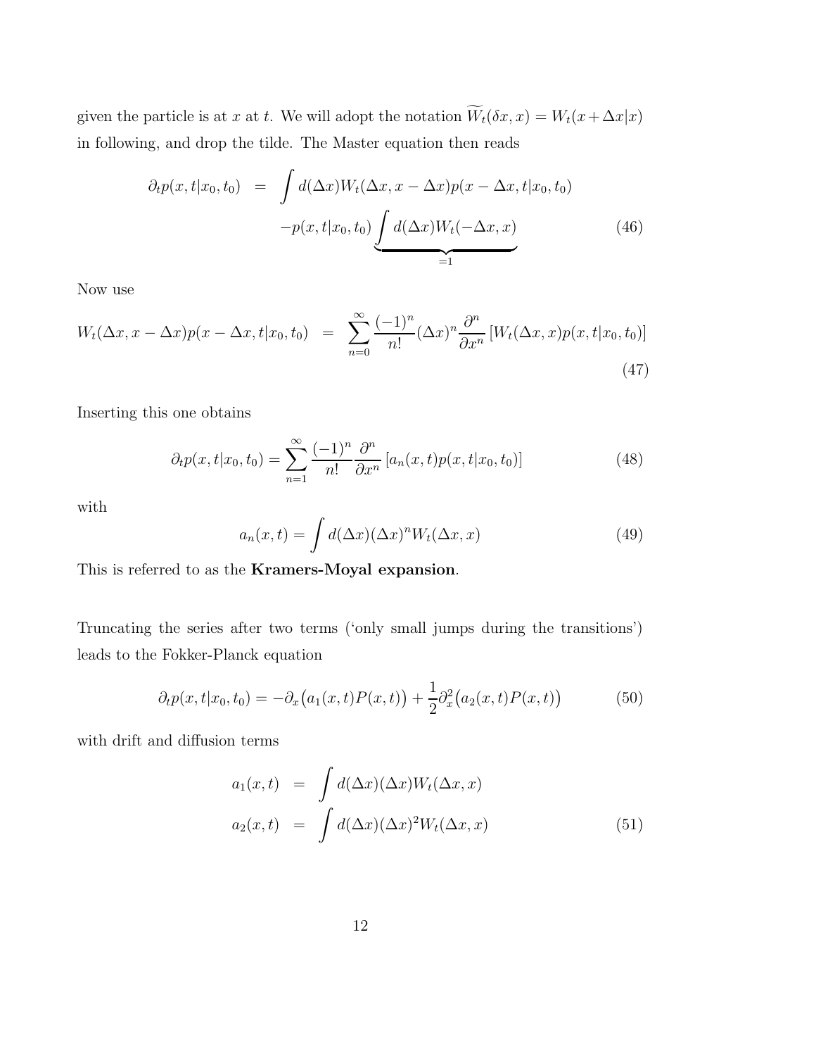given the particle is at $x$ at $t$. We will adopt the notation $\widetilde{W}_t(\delta x, x) = W_t(x+\Delta x|x)$ in following, and drop the tilde. The Master equation then reads

$$
\begin{aligned}
\partial_t p(x,t|x_0,t_0) &= \int d(\Delta x) W_t(\Delta x, x-\Delta x) p(x-\Delta x, t|x_0,t_0) \\
&\quad - p(x,t|x_0,t_0) \underbrace{\int d(\Delta x) W_t(-\Delta x, x)}_{=1}
\end{aligned} \tag{46}
$$

Now use

$$
W_t(\Delta x, x-\Delta x) p(x-\Delta x, t|x_0,t_0) = \sum_{n=0}^{\infty} \frac{(-1)^n}{n!} (\Delta x)^n \frac{\partial^n}{\partial x^n} \left[ W_t(\Delta x, x) p(x,t|x_0,t_0) \right] \tag{47}
$$

Inserting this one obtains

$$
\partial_t p(x,t|x_0,t_0) = \sum_{n=1}^{\infty} \frac{(-1)^n}{n!} \frac{\partial^n}{\partial x^n} \left[ a_n(x,t) p(x,t|x_0,t_0) \right] \tag{48}
$$

with

$$
a_n(x,t) = \int d(\Delta x) (\Delta x)^n W_t(\Delta x, x) \tag{49}
$$

This is referred to as the **Kramers-Moyal expansion**.

Truncating the series after two terms ('only small jumps during the transitions') leads to the Fokker-Planck equation

$$
\partial_t p(x,t|x_0,t_0) = -\partial_x \big( a_1(x,t) P(x,t) \big) + \frac{1}{2} \partial_x^2 \big( a_2(x,t) P(x,t) \big) \tag{50}
$$

with drift and diffusion terms

$$
\begin{aligned}
a_1(x,t) &= \int d(\Delta x) (\Delta x) W_t(\Delta x, x) \\
a_2(x,t) &= \int d(\Delta x) (\Delta x)^2 W_t(\Delta x, x)
\end{aligned} \tag{51}
$$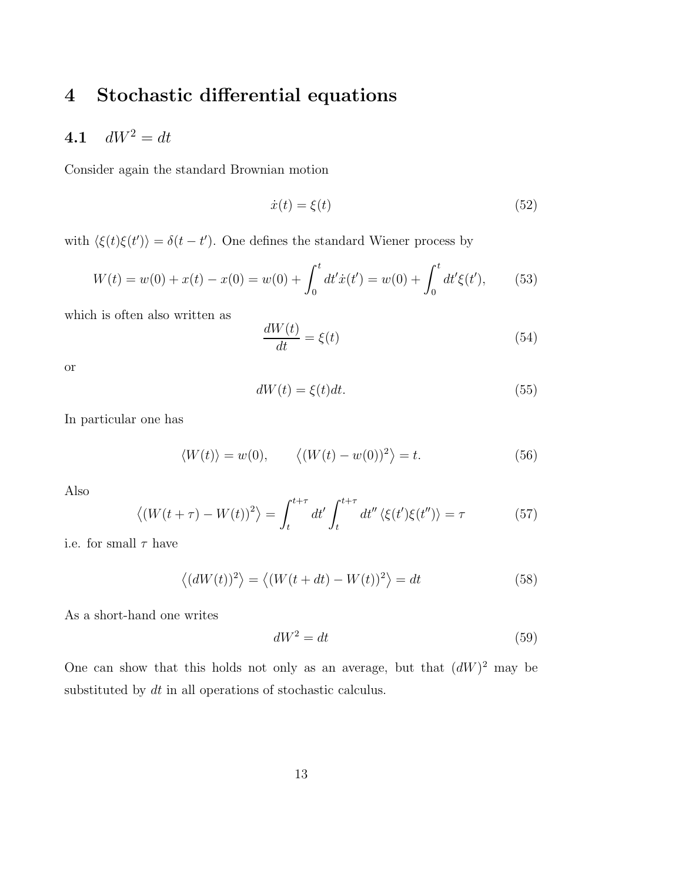# 4 Stochastic differential equations

## 4.1 $dW^2 = dt$

Consider again the standard Brownian motion

$$\dot{x}(t) = \xi(t) \tag{52}$$

with $\langle \xi(t)\xi(t') \rangle = \delta(t - t')$. One defines the standard Wiener process by

$$W(t) = w(0) + x(t) - x(0) = w(0) + \int_0^t dt' \dot{x}(t') = w(0) + \int_0^t dt' \xi(t'), \tag{53}$$

which is often also written as

$$\frac{dW(t)}{dt} = \xi(t) \tag{54}$$

or

$$dW(t) = \xi(t) dt. \tag{55}$$

In particular one has

$$\langle W(t) \rangle = w(0), \qquad \left\langle (W(t) - w(0))^2 \right\rangle = t. \tag{56}$$

Also

$$\left\langle (W(t+\tau) - W(t))^2 \right\rangle = \int_t^{t+\tau} dt' \int_t^{t+\tau} dt'' \left\langle \xi(t')\xi(t'') \right\rangle = \tau \tag{57}$$

i.e. for small $\tau$ have

$$\left\langle (dW(t))^2 \right\rangle = \left\langle (W(t+dt) - W(t))^2 \right\rangle = dt \tag{58}$$

As a short-hand one writes

$$dW^2 = dt \tag{59}$$

One can show that this holds not only as an average, but that $(dW)^2$ may be substituted by $dt$ in all operations of stochastic calculus.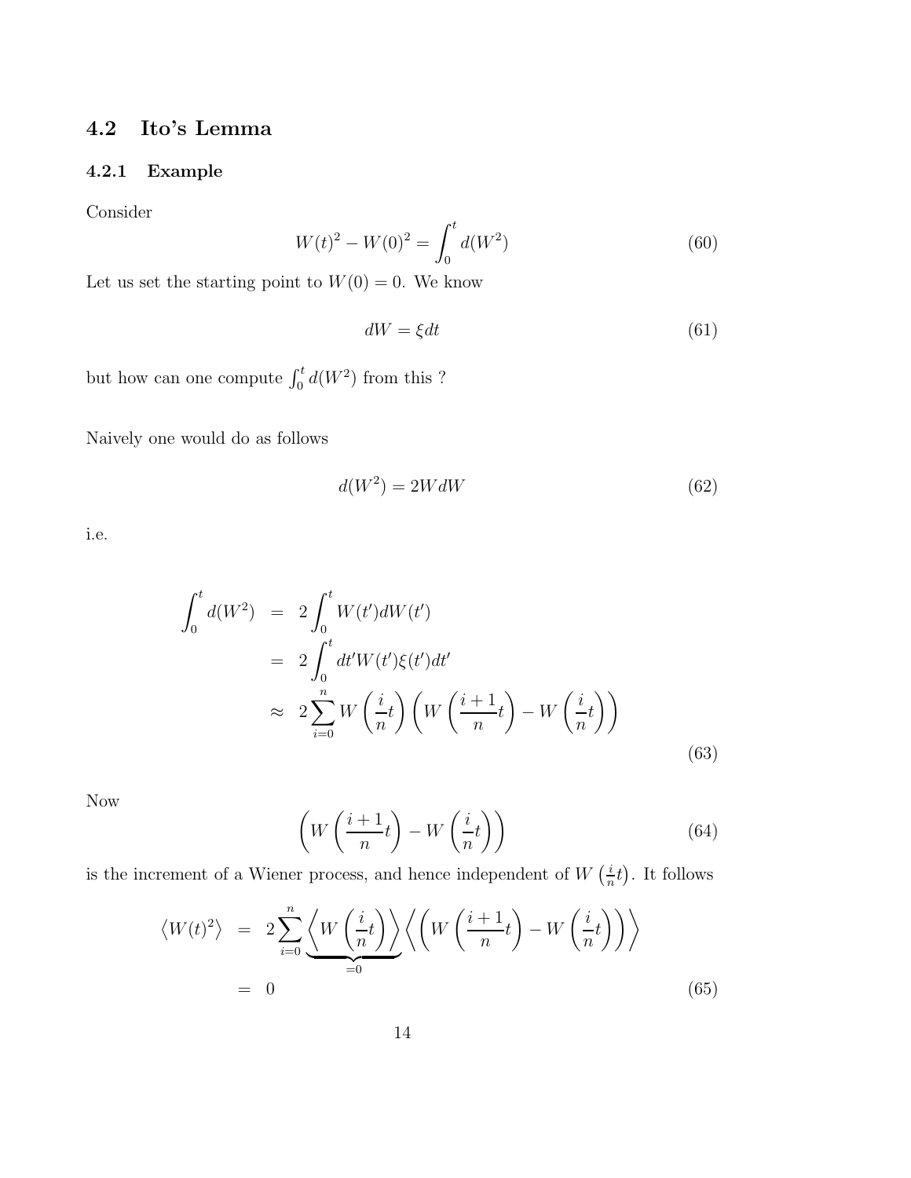## 4.2 Ito's Lemma

### 4.2.1 Example

Consider

$$W(t)^2 - W(0)^2 = \int_0^t d(W^2) \tag{60}$$

Let us set the starting point to $W(0) = 0$. We know

$$dW = \xi dt \tag{61}$$

but how can one compute $\int_0^t d(W^2)$ from this ?

Naively one would do as follows

$$d(W^2) = 2W dW \tag{62}$$

i.e.

$$\begin{aligned}
\int_0^t d(W^2) &= 2\int_0^t W(t')dW(t') \\
&= 2\int_0^t dt' W(t')\xi(t')dt' \\
&\approx 2\sum_{i=0}^{n} W\left(\frac{i}{n}t\right)\left(W\left(\frac{i+1}{n}t\right) - W\left(\frac{i}{n}t\right)\right)
\end{aligned} \tag{63}$$

Now

$$\left(W\left(\frac{i+1}{n}t\right) - W\left(\frac{i}{n}t\right)\right) \tag{64}$$

is the increment of a Wiener process, and hence independent of $W\left(\frac{i}{n}t\right)$. It follows

$$\begin{aligned}
\left\langle W(t)^2 \right\rangle &= 2\sum_{i=0}^{n} \underbrace{\left\langle W\left(\frac{i}{n}t\right)\right\rangle}_{=0} \left\langle \left(W\left(\frac{i+1}{n}t\right) - W\left(\frac{i}{n}t\right)\right)\right\rangle \\
&= 0
\end{aligned} \tag{65}$$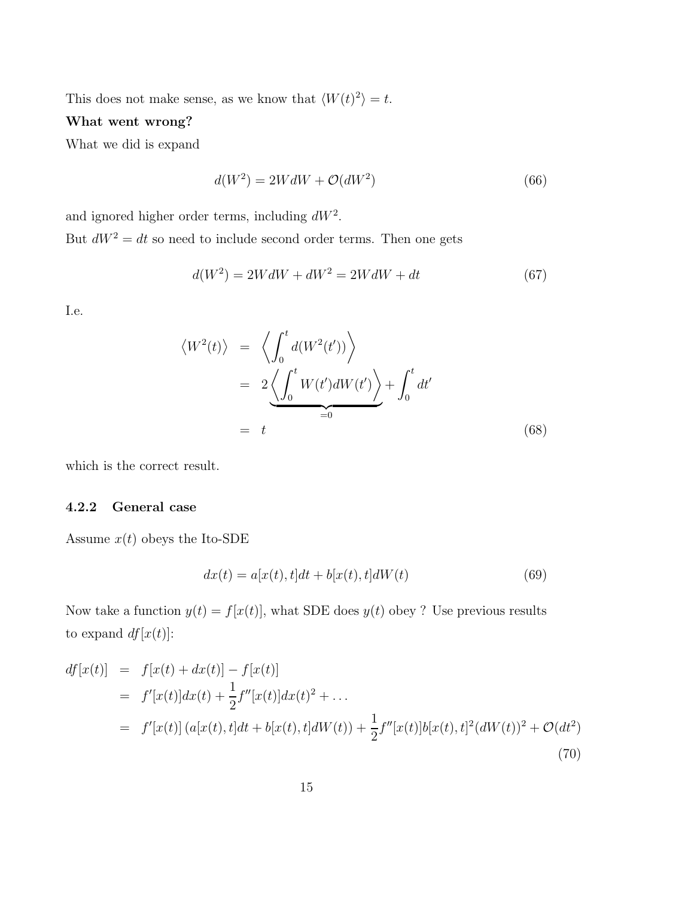This does not make sense, as we know that $\langle W(t)^2 \rangle = t$.

**What went wrong?**

What we did is expand

$$d(W^2) = 2W dW + \mathcal{O}(dW^2) \tag{66}$$

and ignored higher order terms, including $dW^2$.

But $dW^2 = dt$ so need to include second order terms. Then one gets

$$d(W^2) = 2W dW + dW^2 = 2W dW + dt \tag{67}$$

I.e.

$$\begin{aligned}
\left\langle W^2(t) \right\rangle &= \left\langle \int_0^t d(W^2(t')) \right\rangle \\
&= \underbrace{2\left\langle \int_0^t W(t') dW(t') \right\rangle}_{=0} + \int_0^t dt' \\
&= t
\end{aligned} \tag{68}$$

which is the correct result.

### 4.2.2 General case

Assume $x(t)$ obeys the Ito-SDE

$$dx(t) = a[x(t), t]dt + b[x(t), t]dW(t) \tag{69}$$

Now take a function $y(t) = f[x(t)]$, what SDE does $y(t)$ obey ? Use previous results to expand $df[x(t)]$:

$$\begin{aligned}
df[x(t)] &= f[x(t) + dx(t)] - f[x(t)] \\
&= f'[x(t)]dx(t) + \frac{1}{2} f''[x(t)]dx(t)^2 + \ldots \\
&= f'[x(t)] \left( a[x(t), t]dt + b[x(t), t]dW(t) \right) + \frac{1}{2} f''[x(t)] b[x(t), t]^2 (dW(t))^2 + \mathcal{O}(dt^2)
\end{aligned} \tag{70}$$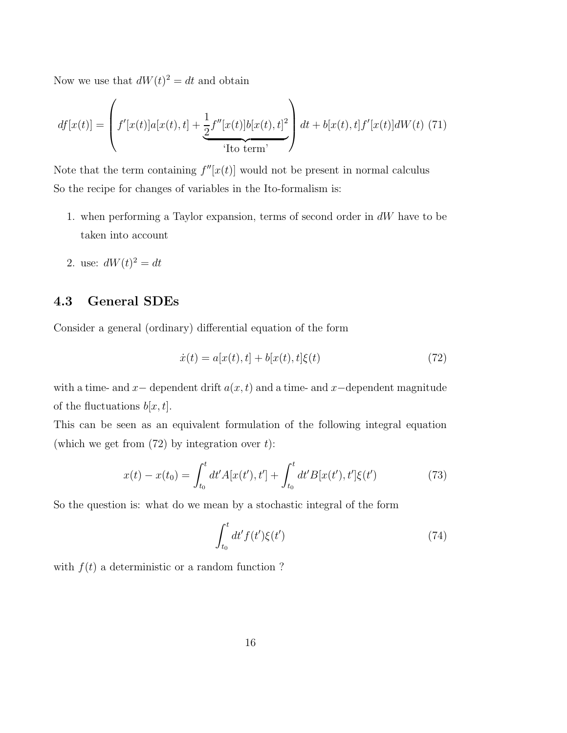Now we use that $dW(t)^2 = dt$ and obtain

$$df[x(t)] = \left( f'[x(t)]a[x(t),t] + \underbrace{\frac{1}{2}f''[x(t)]b[x(t),t]^2}_{\text{'Ito term'}} \right) dt + b[x(t),t]f'[x(t)]dW(t) \quad (71)$$

Note that the term containing $f''[x(t)]$ would not be present in normal calculus
So the recipe for changes of variables in the Ito-formalism is:

1. when performing a Taylor expansion, terms of second order in $dW$ have to be taken into account
2. use: $dW(t)^2 = dt$

### 4.3 General SDEs

Consider a general (ordinary) differential equation of the form

$$\dot{x}(t) = a[x(t),t] + b[x(t),t]\xi(t) \quad (72)$$

with a time- and $x-$ dependent drift $a(x,t)$ and a time- and $x-$dependent magnitude of the fluctuations $b[x,t]$.
This can be seen as an equivalent formulation of the following integral equation (which we get from (72) by integration over $t$):

$$x(t) - x(t_0) = \int_{t_0}^{t} dt' A[x(t'),t'] + \int_{t_0}^{t} dt' B[x(t'),t']\xi(t') \quad (73)$$

So the question is: what do we mean by a stochastic integral of the form

$$\int_{t_0}^{t} dt' f(t')\xi(t') \quad (74)$$

with $f(t)$ a deterministic or a random function ?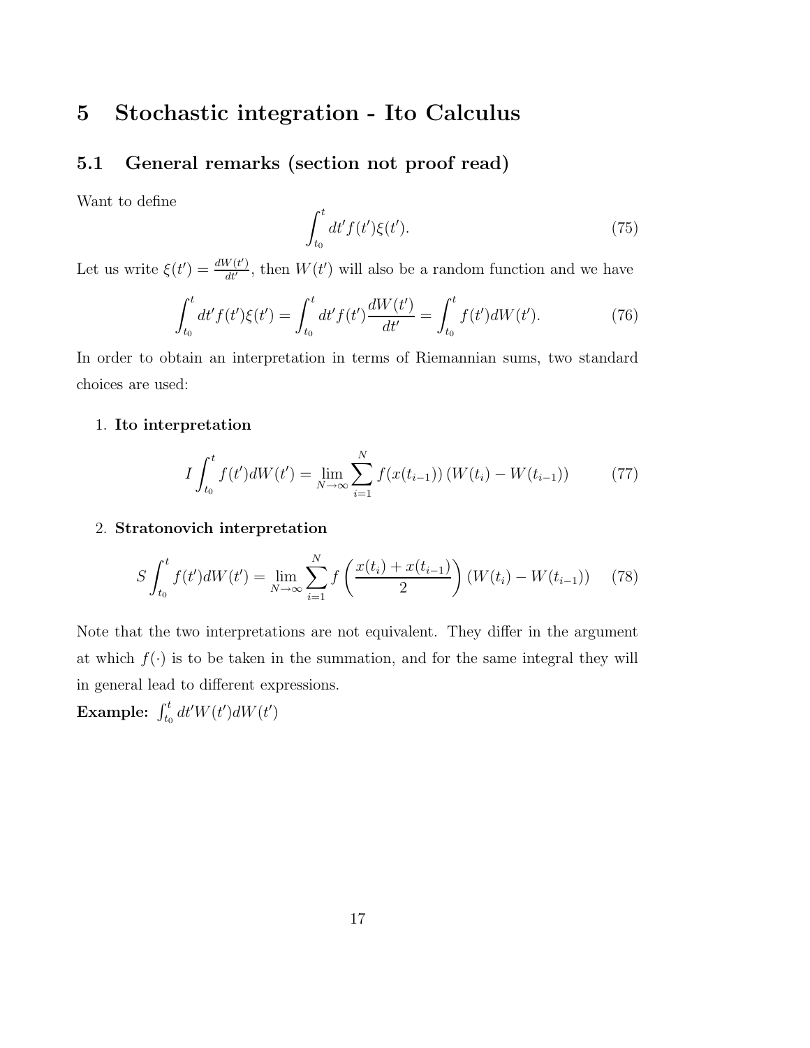# 5 Stochastic integration - Ito Calculus

## 5.1 General remarks (section not proof read)

Want to define

$$\int_{t_0}^{t} dt' f(t')\xi(t'). \tag{75}$$

Let us write $\xi(t') = \frac{dW(t')}{dt'}$, then $W(t')$ will also be a random function and we have

$$\int_{t_0}^{t} dt' f(t')\xi(t') = \int_{t_0}^{t} dt' f(t') \frac{dW(t')}{dt'} = \int_{t_0}^{t} f(t') dW(t'). \tag{76}$$

In order to obtain an interpretation in terms of Riemannian sums, two standard choices are used:

1. **Ito interpretation**

$$I \int_{t_0}^{t} f(t') dW(t') = \lim_{N \to \infty} \sum_{i=1}^{N} f(x(t_{i-1})) \left( W(t_i) - W(t_{i-1}) \right) \tag{77}$$

2. **Stratonovich interpretation**

$$S \int_{t_0}^{t} f(t') dW(t') = \lim_{N \to \infty} \sum_{i=1}^{N} f\left( \frac{x(t_i) + x(t_{i-1})}{2} \right) \left( W(t_i) - W(t_{i-1}) \right) \tag{78}$$

Note that the two interpretations are not equivalent. They differ in the argument at which $f(\cdot)$ is to be taken in the summation, and for the same integral they will in general lead to different expressions.

**Example:** $\int_{t_0}^{t} dt' W(t') dW(t')$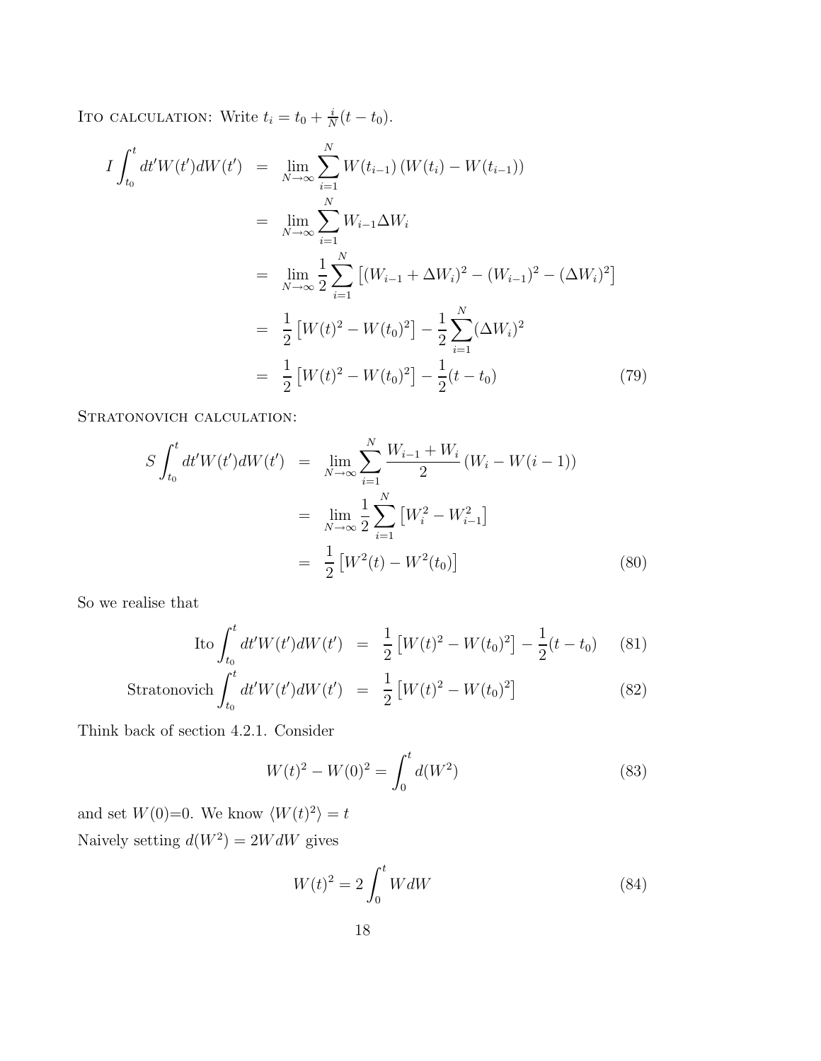Ito calculation: Write $t_i = t_0 + \frac{i}{N}(t - t_0)$.

$$
\begin{aligned}
I \int_{t_0}^{t} dt' W(t') dW(t') &= \lim_{N\to\infty} \sum_{i=1}^{N} W(t_{i-1}) \left( W(t_i) - W(t_{i-1}) \right) \\
&= \lim_{N\to\infty} \sum_{i=1}^{N} W_{i-1} \Delta W_i \\
&= \lim_{N\to\infty} \frac{1}{2} \sum_{i=1}^{N} \left[ (W_{i-1} + \Delta W_i)^2 - (W_{i-1})^2 - (\Delta W_i)^2 \right] \\
&= \frac{1}{2} \left[ W(t)^2 - W(t_0)^2 \right] - \frac{1}{2} \sum_{i=1}^{N} (\Delta W_i)^2 \\
&= \frac{1}{2} \left[ W(t)^2 - W(t_0)^2 \right] - \frac{1}{2}(t - t_0) \qquad (79)
\end{aligned}
$$

Stratonovich calculation:

$$
\begin{aligned}
S \int_{t_0}^{t} dt' W(t') dW(t') &= \lim_{N\to\infty} \sum_{i=1}^{N} \frac{W_{i-1} + W_i}{2} \left( W_i - W(i-1) \right) \\
&= \lim_{N\to\infty} \frac{1}{2} \sum_{i=1}^{N} \left[ W_i^2 - W_{i-1}^2 \right] \\
&= \frac{1}{2} \left[ W^2(t) - W^2(t_0) \right] \qquad (80)
\end{aligned}
$$

So we realise that

$$
\begin{aligned}
\text{Ito} \int_{t_0}^{t} dt' W(t') dW(t') &= \frac{1}{2} \left[ W(t)^2 - W(t_0)^2 \right] - \frac{1}{2}(t - t_0) \qquad (81) \\
\text{Stratonovich} \int_{t_0}^{t} dt' W(t') dW(t') &= \frac{1}{2} \left[ W(t)^2 - W(t_0)^2 \right] \qquad (82)
\end{aligned}
$$

Think back of section 4.2.1. Consider

$$
W(t)^2 - W(0)^2 = \int_0^t d(W^2) \qquad (83)
$$

and set $W(0)$=0. We know $\langle W(t)^2 \rangle = t$

Naively setting $d(W^2) = 2W dW$ gives

$$
W(t)^2 = 2 \int_0^t W dW \qquad (84)
$$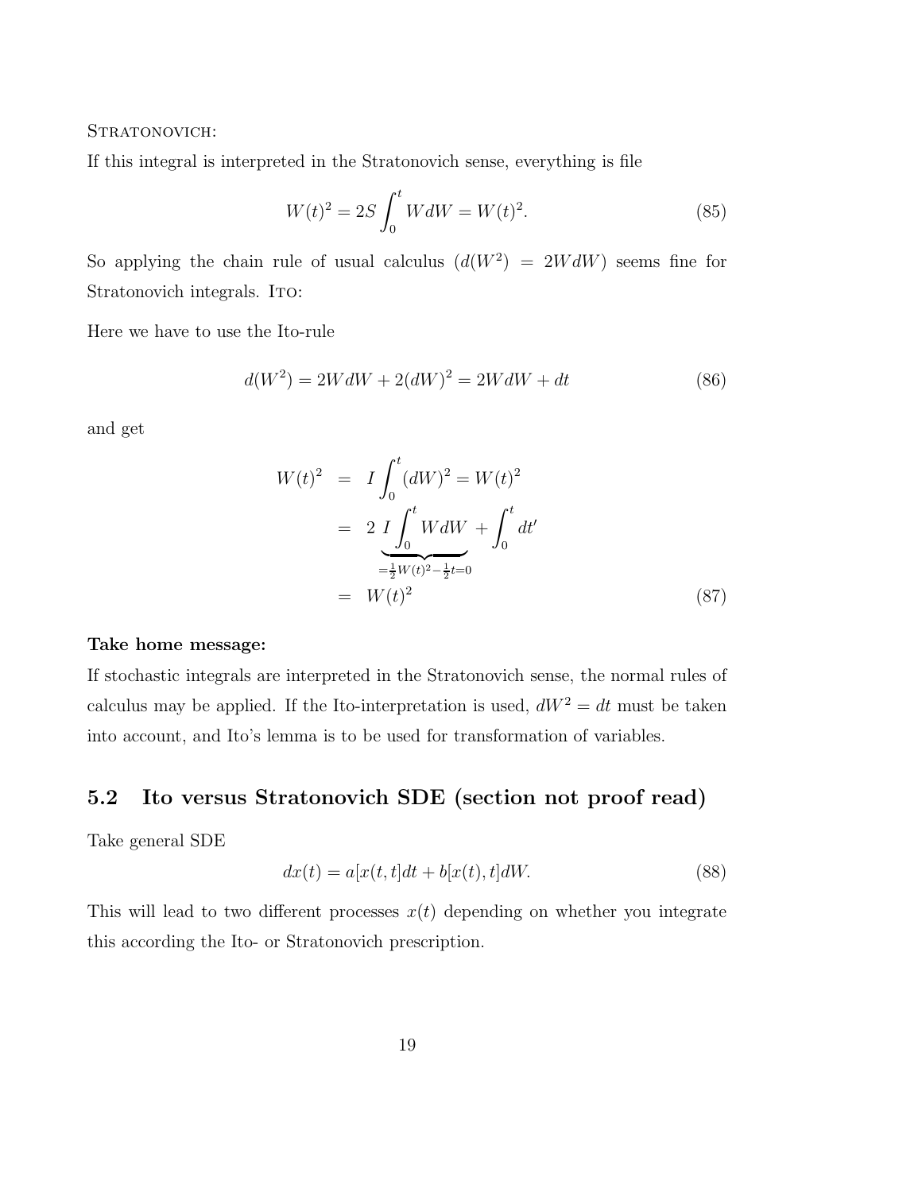STRATONOVICH:

If this integral is interpreted in the Stratonovich sense, everything is file

$$W(t)^2 = 2S\int_0^t WdW = W(t)^2. \tag{85}$$

So applying the chain rule of usual calculus ($d(W^2) = 2WdW$) seems fine for Stratonovich integrals. ITO:

Here we have to use the Ito-rule

$$d(W^2) = 2WdW + 2(dW)^2 = 2WdW + dt \tag{86}$$

and get

$$\begin{aligned} W(t)^2 &= I\int_0^t (dW)^2 = W(t)^2 \\ &= 2\underbrace{I\int_0^t WdW}_{=\frac{1}{2}W(t)^2 - \frac{1}{2}t=0} + \int_0^t dt' \\ &= W(t)^2 \end{aligned} \tag{87}$$

**Take home message:**

If stochastic integrals are interpreted in the Stratonovich sense, the normal rules of calculus may be applied. If the Ito-interpretation is used, $dW^2 = dt$ must be taken into account, and Ito's lemma is to be used for transformation of variables.

## 5.2 Ito versus Stratonovich SDE (section not proof read)

Take general SDE

$$dx(t) = a[x(t,t]dt + b[x(t),t]dW. \tag{88}$$

This will lead to two different processes $x(t)$ depending on whether you integrate this according the Ito- or Stratonovich prescription.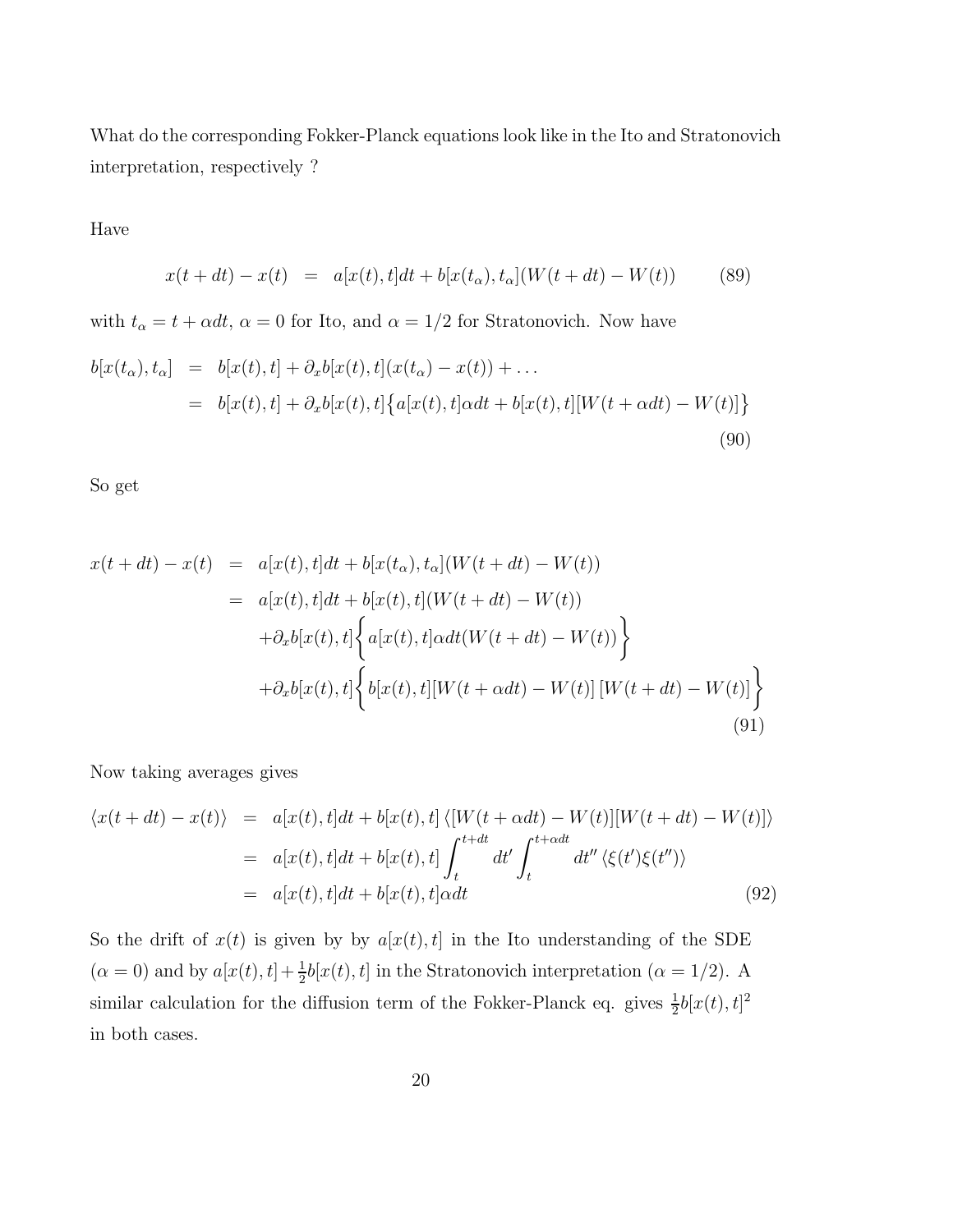What do the corresponding Fokker-Planck equations look like in the Ito and Stratonovich interpretation, respectively ?

Have

$$x(t+dt) - x(t) \;=\; a[x(t),t]dt + b[x(t_\alpha),t_\alpha](W(t+dt) - W(t)) \tag{89}$$

with $t_\alpha = t + \alpha dt$, $\alpha = 0$ for Ito, and $\alpha = 1/2$ for Stratonovich. Now have

$$\begin{aligned} b[x(t_\alpha),t_\alpha] &= b[x(t),t] + \partial_x b[x(t),t](x(t_\alpha) - x(t)) + \ldots \\ &= b[x(t),t] + \partial_x b[x(t),t]\big\{a[x(t),t]\alpha dt + b[x(t),t][W(t+\alpha dt) - W(t)]\big\} \end{aligned} \tag{90}$$

So get

$$\begin{aligned} x(t+dt) - x(t) &= a[x(t),t]dt + b[x(t_\alpha),t_\alpha](W(t+dt) - W(t)) \\ &= a[x(t),t]dt + b[x(t),t](W(t+dt) - W(t)) \\ &\quad + \partial_x b[x(t),t]\Bigg\{a[x(t),t]\alpha dt(W(t+dt) - W(t))\Bigg\} \\ &\quad + \partial_x b[x(t),t]\Bigg\{b[x(t),t][W(t+\alpha dt) - W(t)]\,[W(t+dt) - W(t)]\Bigg\} \end{aligned} \tag{91}$$

Now taking averages gives

$$\begin{aligned} \langle x(t+dt) - x(t)\rangle &= a[x(t),t]dt + b[x(t),t]\,\langle[W(t+\alpha dt) - W(t)][W(t+dt) - W(t)]\rangle \\ &= a[x(t),t]dt + b[x(t),t]\int_t^{t+dt} dt' \int_t^{t+\alpha dt} dt''\,\langle\xi(t')\xi(t'')\rangle \\ &= a[x(t),t]dt + b[x(t),t]\alpha dt \end{aligned} \tag{92}$$

So the drift of $x(t)$ is given by by $a[x(t),t]$ in the Ito understanding of the SDE ($\alpha = 0$) and by $a[x(t),t] + \frac{1}{2}b[x(t),t]$ in the Stratonovich interpretation ($\alpha = 1/2$). A similar calculation for the diffusion term of the Fokker-Planck eq. gives $\frac{1}{2}b[x(t),t]^2$ in both cases.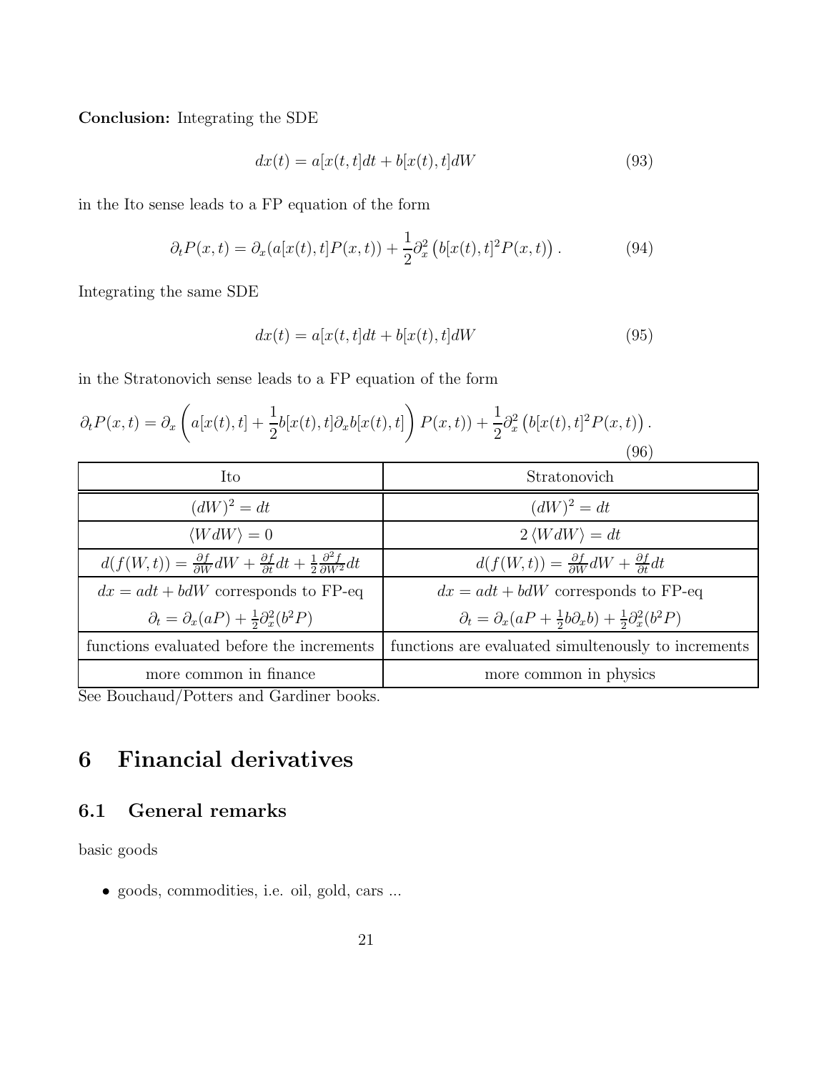**Conclusion:** Integrating the SDE

$$dx(t) = a[x(t,t]dt + b[x(t),t]dW \tag{93}$$

in the Ito sense leads to a FP equation of the form

$$\partial_t P(x,t) = \partial_x (a[x(t),t]P(x,t)) + \frac{1}{2}\partial_x^2 \left(b[x(t),t]^2 P(x,t)\right). \tag{94}$$

Integrating the same SDE

$$dx(t) = a[x(t,t]dt + b[x(t),t]dW \tag{95}$$

in the Stratonovich sense leads to a FP equation of the form

$$\partial_t P(x,t) = \partial_x \left( a[x(t),t] + \frac{1}{2} b[x(t),t]\partial_x b[x(t),t] \right) P(x,t)) + \frac{1}{2}\partial_x^2 \left(b[x(t),t]^2 P(x,t)\right). \tag{96}$$

| Ito | Stratonovich |
|---|---|
| $(dW)^2 = dt$ | $(dW)^2 = dt$ |
| $\langle W dW \rangle = 0$ | $2 \langle W dW \rangle = dt$ |
| $d(f(W,t)) = \frac{\partial f}{\partial W} dW + \frac{\partial f}{\partial t} dt + \frac{1}{2}\frac{\partial^2 f}{\partial W^2} dt$ | $d(f(W,t)) = \frac{\partial f}{\partial W} dW + \frac{\partial f}{\partial t} dt$ |
| $dx = adt + bdW$ corresponds to FP-eq $\partial_t = \partial_x (aP) + \frac{1}{2}\partial_x^2 (b^2 P)$ | $dx = adt + bdW$ corresponds to FP-eq $\partial_t = \partial_x (aP + \frac{1}{2} b \partial_x b) + \frac{1}{2}\partial_x^2 (b^2 P)$ |
| functions evaluated before the increments | functions are evaluated simultenously to increments |
| more common in finance | more common in physics |

See Bouchaud/Potters and Gardiner books.

# 6 Financial derivatives

## 6.1 General remarks

basic goods

- goods, commodities, i.e. oil, gold, cars ...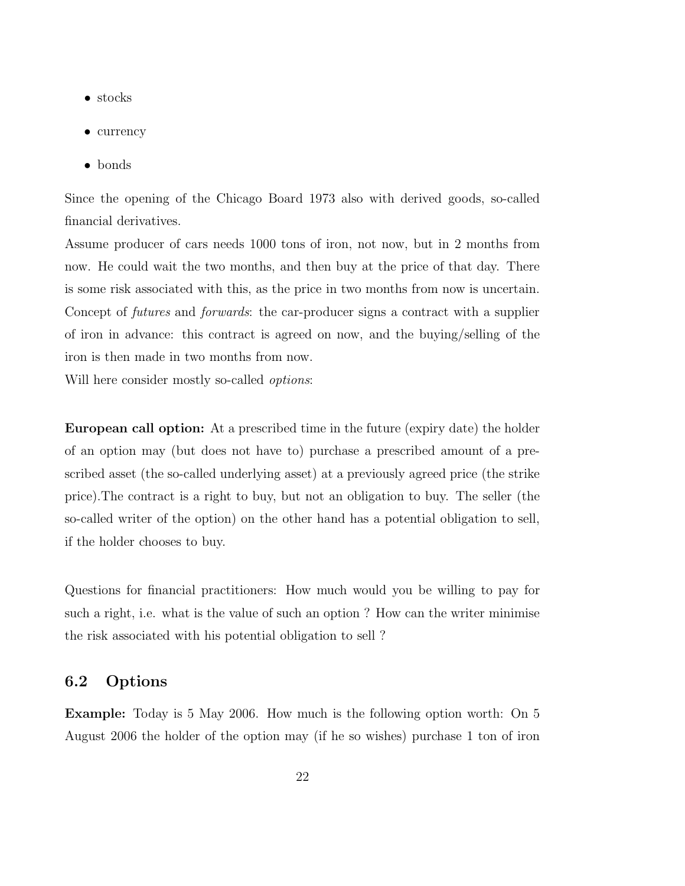- stocks
- currency
- bonds

Since the opening of the Chicago Board 1973 also with derived goods, so-called financial derivatives.

Assume producer of cars needs 1000 tons of iron, not now, but in 2 months from now. He could wait the two months, and then buy at the price of that day. There is some risk associated with this, as the price in two months from now is uncertain.

Concept of *futures* and *forwards*: the car-producer signs a contract with a supplier of iron in advance: this contract is agreed on now, and the buying/selling of the iron is then made in two months from now.

Will here consider mostly so-called *options*:

**European call option:** At a prescribed time in the future (expiry date) the holder of an option may (but does not have to) purchase a prescribed amount of a prescribed asset (the so-called underlying asset) at a previously agreed price (the strike price).The contract is a right to buy, but not an obligation to buy. The seller (the so-called writer of the option) on the other hand has a potential obligation to sell, if the holder chooses to buy.

Questions for financial practitioners: How much would you be willing to pay for such a right, i.e. what is the value of such an option ? How can the writer minimise the risk associated with his potential obligation to sell ?

## 6.2 Options

**Example:** Today is 5 May 2006. How much is the following option worth: On 5 August 2006 the holder of the option may (if he so wishes) purchase 1 ton of iron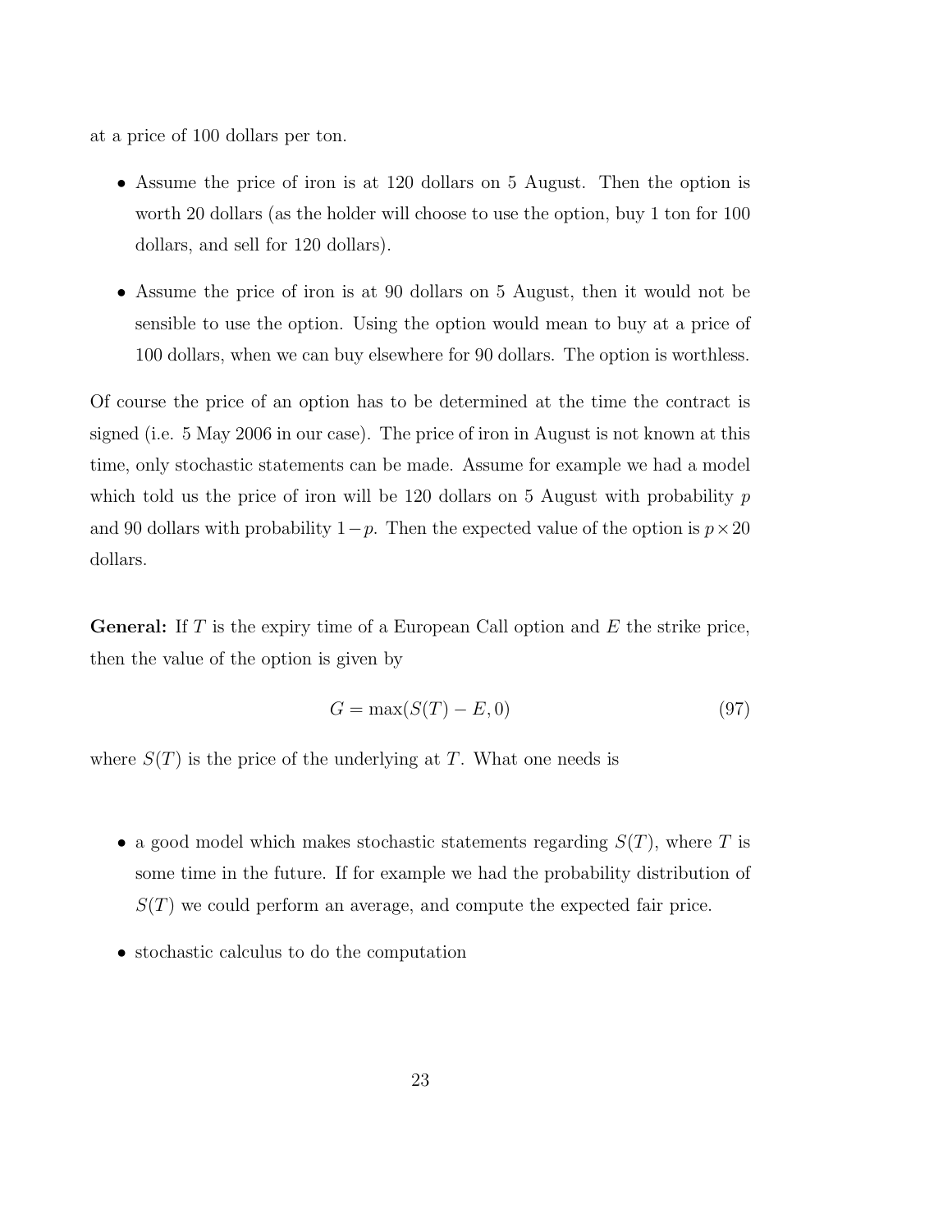at a price of 100 dollars per ton.

- Assume the price of iron is at 120 dollars on 5 August. Then the option is worth 20 dollars (as the holder will choose to use the option, buy 1 ton for 100 dollars, and sell for 120 dollars).
- Assume the price of iron is at 90 dollars on 5 August, then it would not be sensible to use the option. Using the option would mean to buy at a price of 100 dollars, when we can buy elsewhere for 90 dollars. The option is worthless.

Of course the price of an option has to be determined at the time the contract is signed (i.e. 5 May 2006 in our case). The price of iron in August is not known at this time, only stochastic statements can be made. Assume for example we had a model which told us the price of iron will be 120 dollars on 5 August with probability $p$ and 90 dollars with probability $1-p$. Then the expected value of the option is $p \times 20$ dollars.

**General:** If $T$ is the expiry time of a European Call option and $E$ the strike price, then the value of the option is given by

$$G = \max(S(T) - E, 0) \tag{97}$$

where $S(T)$ is the price of the underlying at $T$. What one needs is

- a good model which makes stochastic statements regarding $S(T)$, where $T$ is some time in the future. If for example we had the probability distribution of $S(T)$ we could perform an average, and compute the expected fair price.
- stochastic calculus to do the computation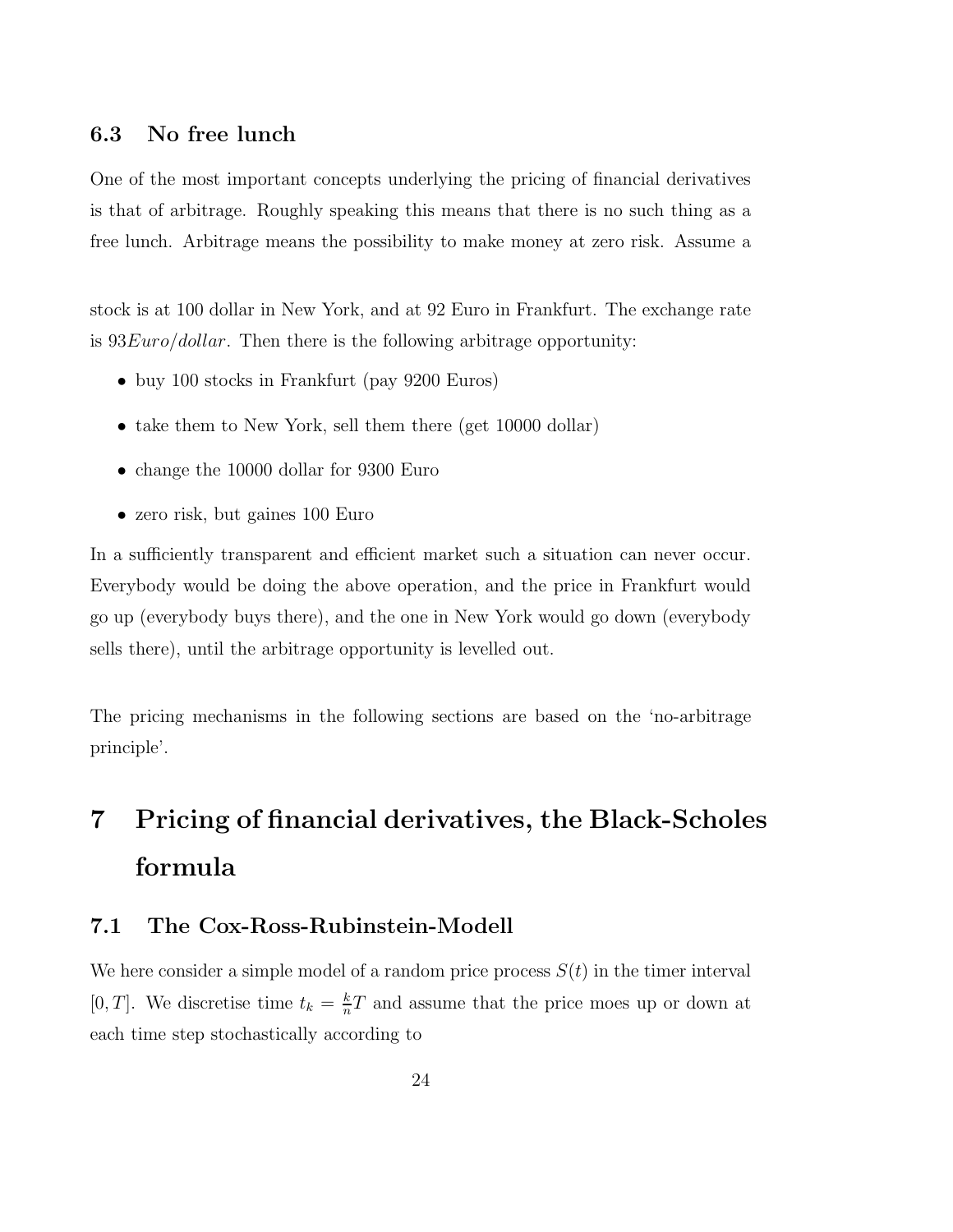### 6.3 No free lunch

One of the most important concepts underlying the pricing of financial derivatives is that of arbitrage. Roughly speaking this means that there is no such thing as a free lunch. Arbitrage means the possibility to make money at zero risk. Assume a

stock is at 100 dollar in New York, and at 92 Euro in Frankfurt. The exchange rate is $93 Euro/dollar$. Then there is the following arbitrage opportunity:

- buy 100 stocks in Frankfurt (pay 9200 Euros)
- take them to New York, sell them there (get 10000 dollar)
- change the 10000 dollar for 9300 Euro
- zero risk, but gaines 100 Euro

In a sufficiently transparent and efficient market such a situation can never occur. Everybody would be doing the above operation, and the price in Frankfurt would go up (everybody buys there), and the one in New York would go down (everybody sells there), until the arbitrage opportunity is levelled out.

The pricing mechanisms in the following sections are based on the 'no-arbitrage principle'.

# 7 Pricing of financial derivatives, the Black-Scholes formula

### 7.1 The Cox-Ross-Rubinstein-Modell

We here consider a simple model of a random price process $S(t)$ in the timer interval $[0, T]$. We discretise time $t_k = \frac{k}{n}T$ and assume that the price moes up or down at each time step stochastically according to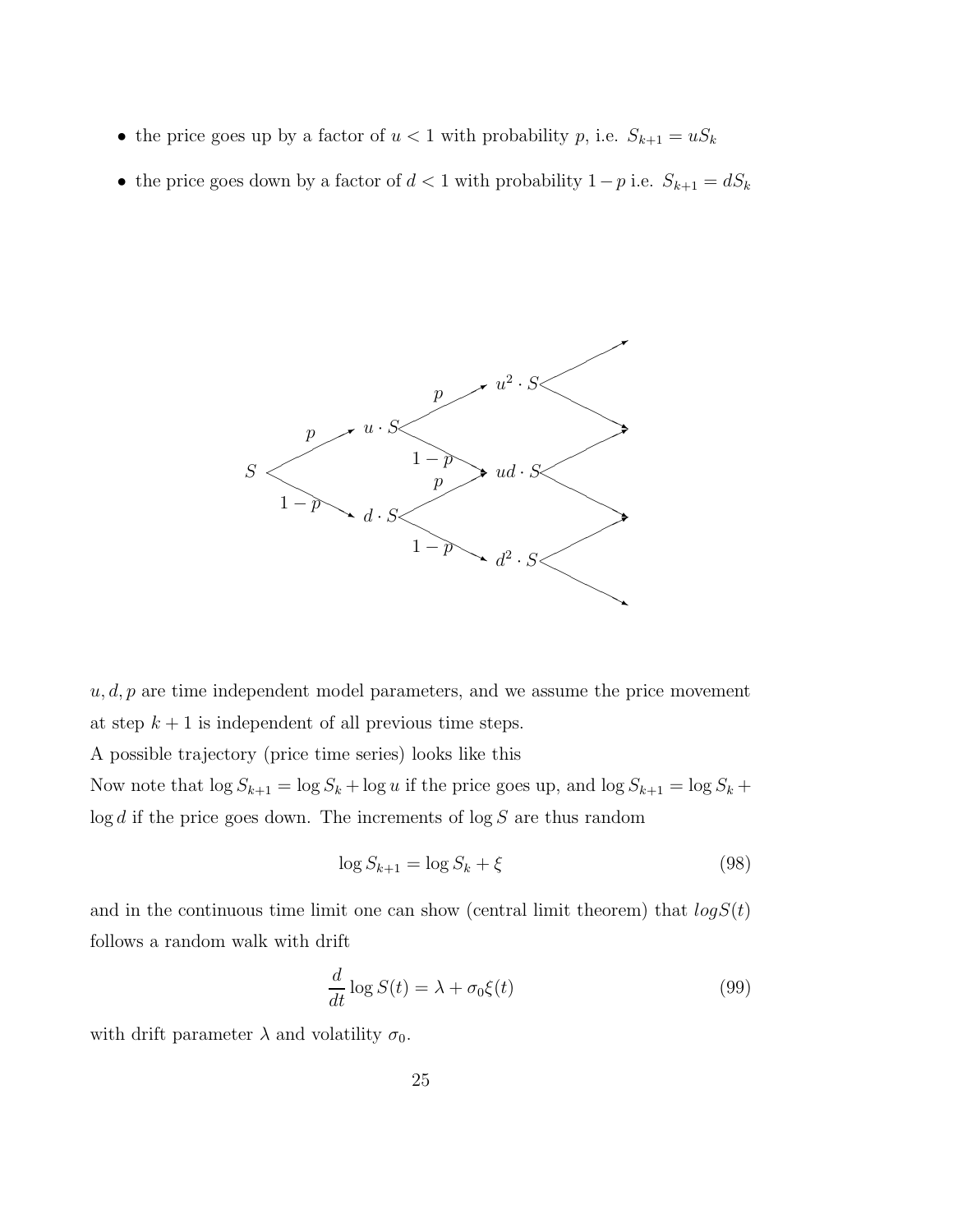- the price goes up by a factor of $u < 1$ with probability $p$, i.e. $S_{k+1} = uS_k$
- the price goes down by a factor of $d < 1$ with probability $1-p$ i.e. $S_{k+1} = dS_k$

$u, d, p$ are time independent model parameters, and we assume the price movement at step $k+1$ is independent of all previous time steps.

A possible trajectory (price time series) looks like this

Now note that $\log S_{k+1} = \log S_k + \log u$ if the price goes up, and $\log S_{k+1} = \log S_k + \log d$ if the price goes down. The increments of $\log S$ are thus random

$$\log S_{k+1} = \log S_k + \xi \tag{98}$$

and in the continuous time limit one can show (central limit theorem) that $logS(t)$ follows a random walk with drift

$$\frac{d}{dt} \log S(t) = \lambda + \sigma_0 \xi(t) \tag{99}$$

with drift parameter $\lambda$ and volatility $\sigma_0$.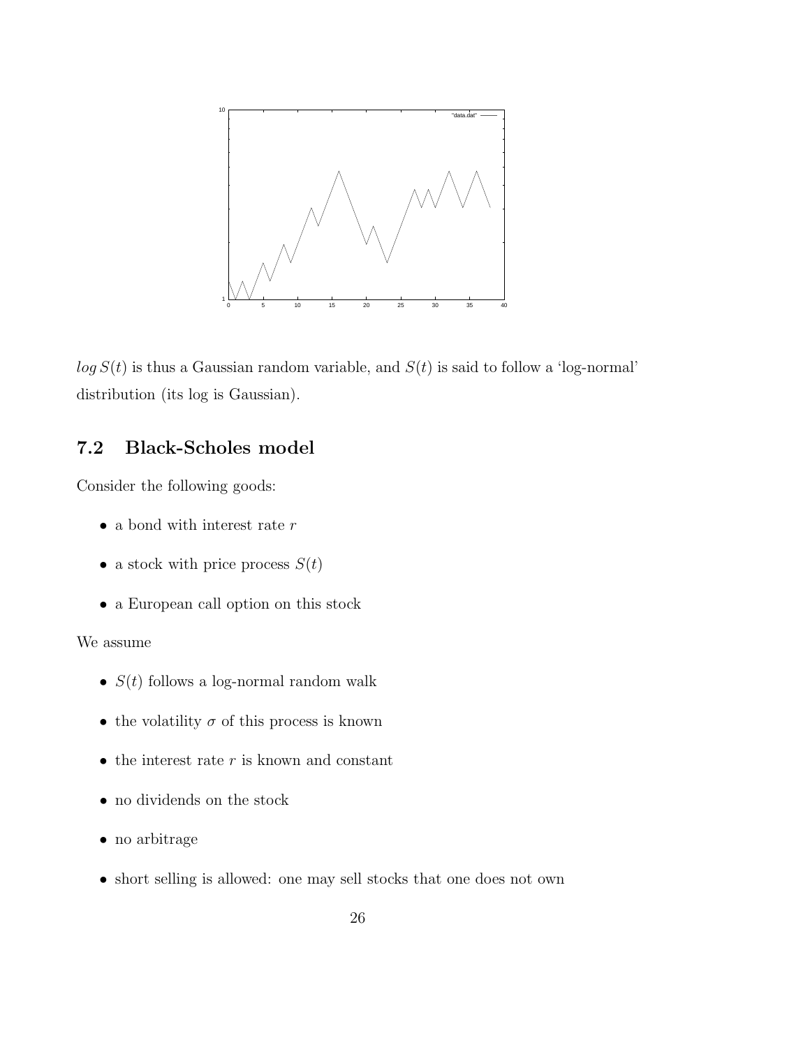$log\, S(t)$ is thus a Gaussian random variable, and $S(t)$ is said to follow a 'log-normal' distribution (its log is Gaussian).

## 7.2 Black-Scholes model

Consider the following goods:

- a bond with interest rate $r$
- a stock with price process $S(t)$
- a European call option on this stock

We assume

- $S(t)$ follows a log-normal random walk
- the volatility $\sigma$ of this process is known
- the interest rate $r$ is known and constant
- no dividends on the stock
- no arbitrage
- short selling is allowed: one may sell stocks that one does not own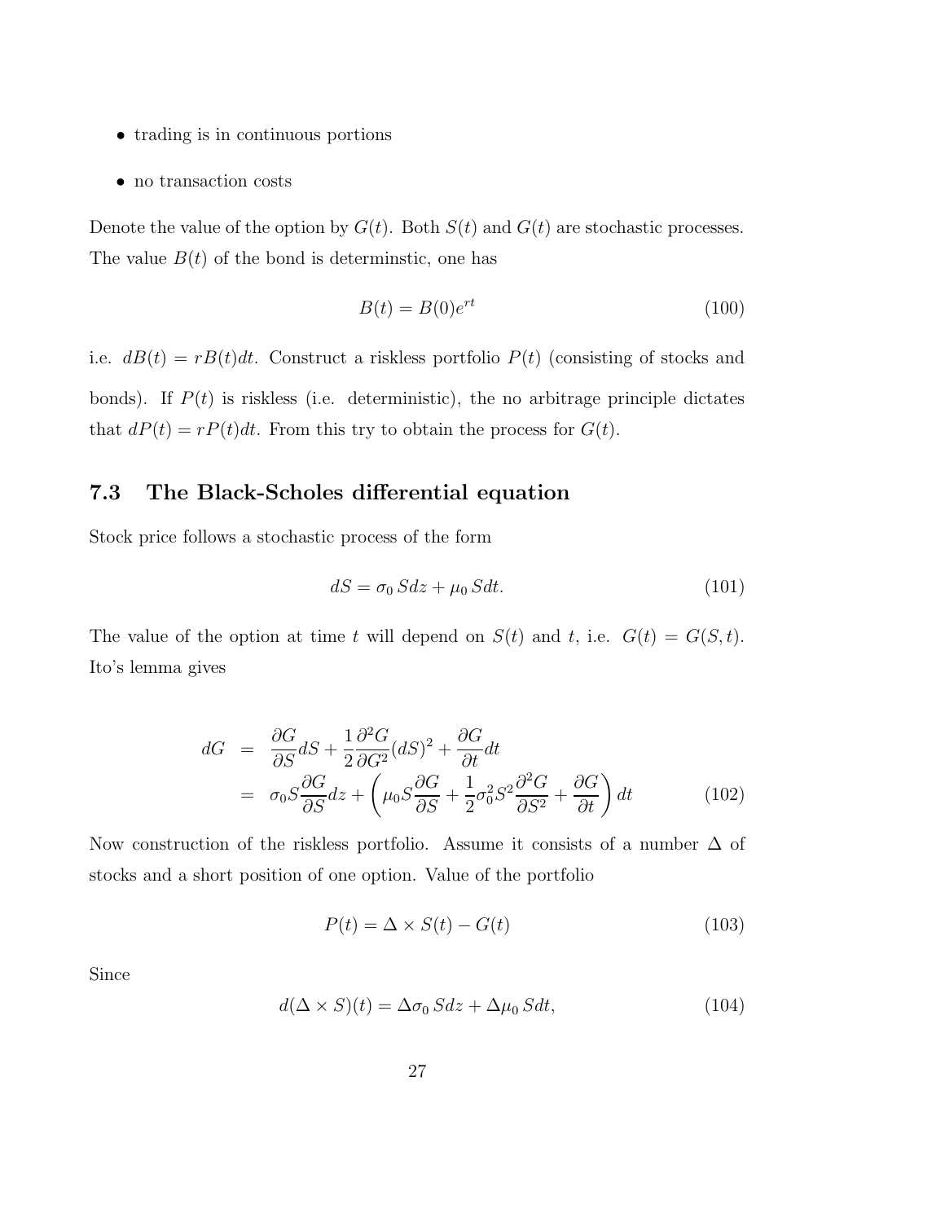- trading is in continuous portions
- no transaction costs

Denote the value of the option by $G(t)$. Both $S(t)$ and $G(t)$ are stochastic processes. The value $B(t)$ of the bond is determinstic, one has

$$B(t) = B(0)e^{rt} \tag{100}$$

i.e. $dB(t) = rB(t)dt$. Construct a riskless portfolio $P(t)$ (consisting of stocks and bonds). If $P(t)$ is riskless (i.e. deterministic), the no arbitrage principle dictates that $dP(t) = rP(t)dt$. From this try to obtain the process for $G(t)$.

### 7.3 The Black-Scholes differential equation

Stock price follows a stochastic process of the form

$$dS = \sigma_0 \, S dz + \mu_0 \, S dt. \tag{101}$$

The value of the option at time $t$ will depend on $S(t)$ and $t$, i.e. $G(t) = G(S, t)$. Ito's lemma gives

$$\begin{aligned} dG &= \frac{\partial G}{\partial S} dS + \frac{1}{2} \frac{\partial^2 G}{\partial G^2} (dS)^2 + \frac{\partial G}{\partial t} dt \\ &= \sigma_0 S \frac{\partial G}{\partial S} dz + \left( \mu_0 S \frac{\partial G}{\partial S} + \frac{1}{2} \sigma_0^2 S^2 \frac{\partial^2 G}{\partial S^2} + \frac{\partial G}{\partial t} \right) dt \end{aligned} \tag{102}$$

Now construction of the riskless portfolio. Assume it consists of a number $\Delta$ of stocks and a short position of one option. Value of the portfolio

$$P(t) = \Delta \times S(t) - G(t) \tag{103}$$

Since

$$d(\Delta \times S)(t) = \Delta \sigma_0 \, S dz + \Delta \mu_0 \, S dt, \tag{104}$$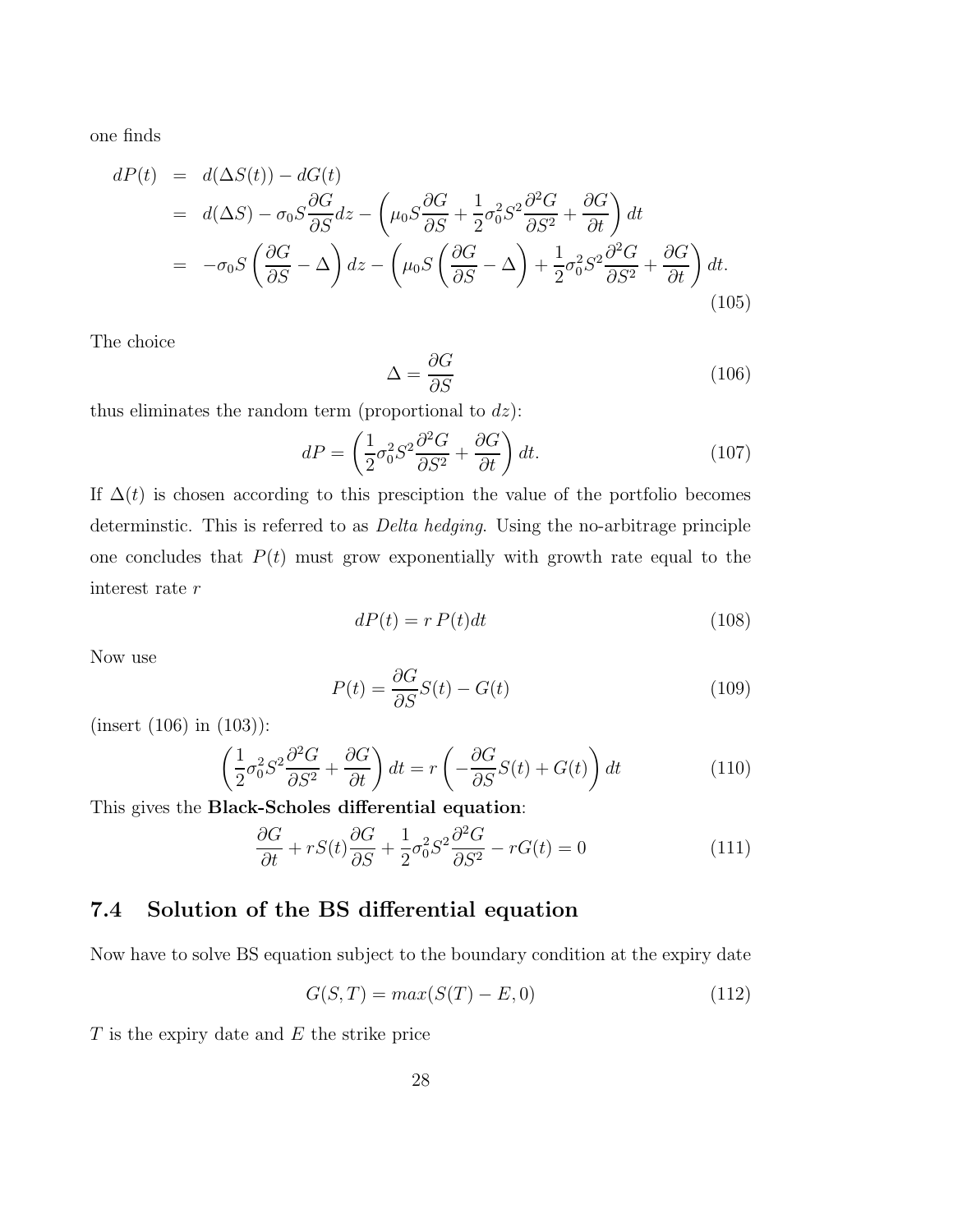one finds

$$
\begin{aligned}
dP(t) &= d(\Delta S(t)) - dG(t) \\
&= d(\Delta S) - \sigma_0 S \frac{\partial G}{\partial S} dz - \left( \mu_0 S \frac{\partial G}{\partial S} + \frac{1}{2}\sigma_0^2 S^2 \frac{\partial^2 G}{\partial S^2} + \frac{\partial G}{\partial t} \right) dt \\
&= -\sigma_0 S \left( \frac{\partial G}{\partial S} - \Delta \right) dz - \left( \mu_0 S \left( \frac{\partial G}{\partial S} - \Delta \right) + \frac{1}{2}\sigma_0^2 S^2 \frac{\partial^2 G}{\partial S^2} + \frac{\partial G}{\partial t} \right) dt.
\end{aligned}
\tag{105}
$$

The choice

$$
\Delta = \frac{\partial G}{\partial S} \tag{106}
$$

thus eliminates the random term (proportional to $dz$):

$$
dP = \left( \frac{1}{2}\sigma_0^2 S^2 \frac{\partial^2 G}{\partial S^2} + \frac{\partial G}{\partial t} \right) dt. \tag{107}
$$

If $\Delta(t)$ is chosen according to this presciption the value of the portfolio becomes determinstic. This is referred to as *Delta hedging*. Using the no-arbitrage principle one concludes that $P(t)$ must grow exponentially with growth rate equal to the interest rate $r$

$$
dP(t) = r\,P(t)dt \tag{108}
$$

Now use

$$
P(t) = \frac{\partial G}{\partial S} S(t) - G(t) \tag{109}
$$

(insert (106) in (103)):

$$
\left( \frac{1}{2}\sigma_0^2 S^2 \frac{\partial^2 G}{\partial S^2} + \frac{\partial G}{\partial t} \right) dt = r \left( -\frac{\partial G}{\partial S} S(t) + G(t) \right) dt \tag{110}
$$

This gives the **Black-Scholes differential equation**:

$$
\frac{\partial G}{\partial t} + rS(t)\frac{\partial G}{\partial S} + \frac{1}{2}\sigma_0^2 S^2 \frac{\partial^2 G}{\partial S^2} - rG(t) = 0 \tag{111}
$$

## 7.4 Solution of the BS differential equation

Now have to solve BS equation subject to the boundary condition at the expiry date

$$
G(S,T) = max(S(T) - E, 0) \tag{112}
$$

$T$ is the expiry date and $E$ the strike price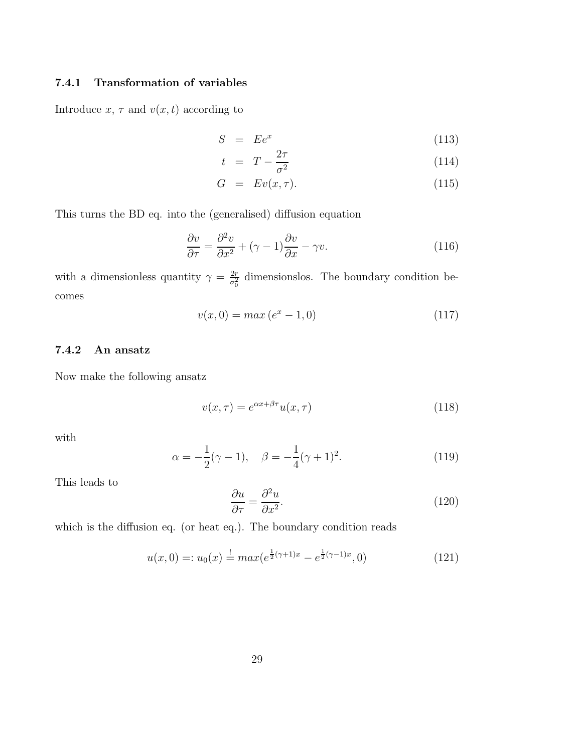### 7.4.1 Transformation of variables

Introduce $x$, $\tau$ and $v(x,t)$ according to

$$S = Ee^x \tag{113}$$

$$t = T - \frac{2\tau}{\sigma^2} \tag{114}$$

$$G = Ev(x,\tau). \tag{115}$$

This turns the BD eq. into the (generalised) diffusion equation

$$\frac{\partial v}{\partial \tau} = \frac{\partial^2 v}{\partial x^2} + (\gamma - 1)\frac{\partial v}{\partial x} - \gamma v. \tag{116}$$

with a dimensionless quantity $\gamma = \frac{2r}{\sigma_0^2}$ dimensionslos. The boundary condition becomes

$$v(x,0) = max\left(e^x - 1, 0\right) \tag{117}$$

### 7.4.2 An ansatz

Now make the following ansatz

$$v(x,\tau) = e^{\alpha x + \beta \tau} u(x,\tau) \tag{118}$$

with

$$\alpha = -\frac{1}{2}(\gamma - 1), \quad \beta = -\frac{1}{4}(\gamma + 1)^2. \tag{119}$$

This leads to

$$\frac{\partial u}{\partial \tau} = \frac{\partial^2 u}{\partial x^2}. \tag{120}$$

which is the diffusion eq. (or heat eq.). The boundary condition reads

$$u(x,0) =: u_0(x) \stackrel{!}{=} max(e^{\frac{1}{2}(\gamma+1)x} - e^{\frac{1}{2}(\gamma-1)x}, 0) \tag{121}$$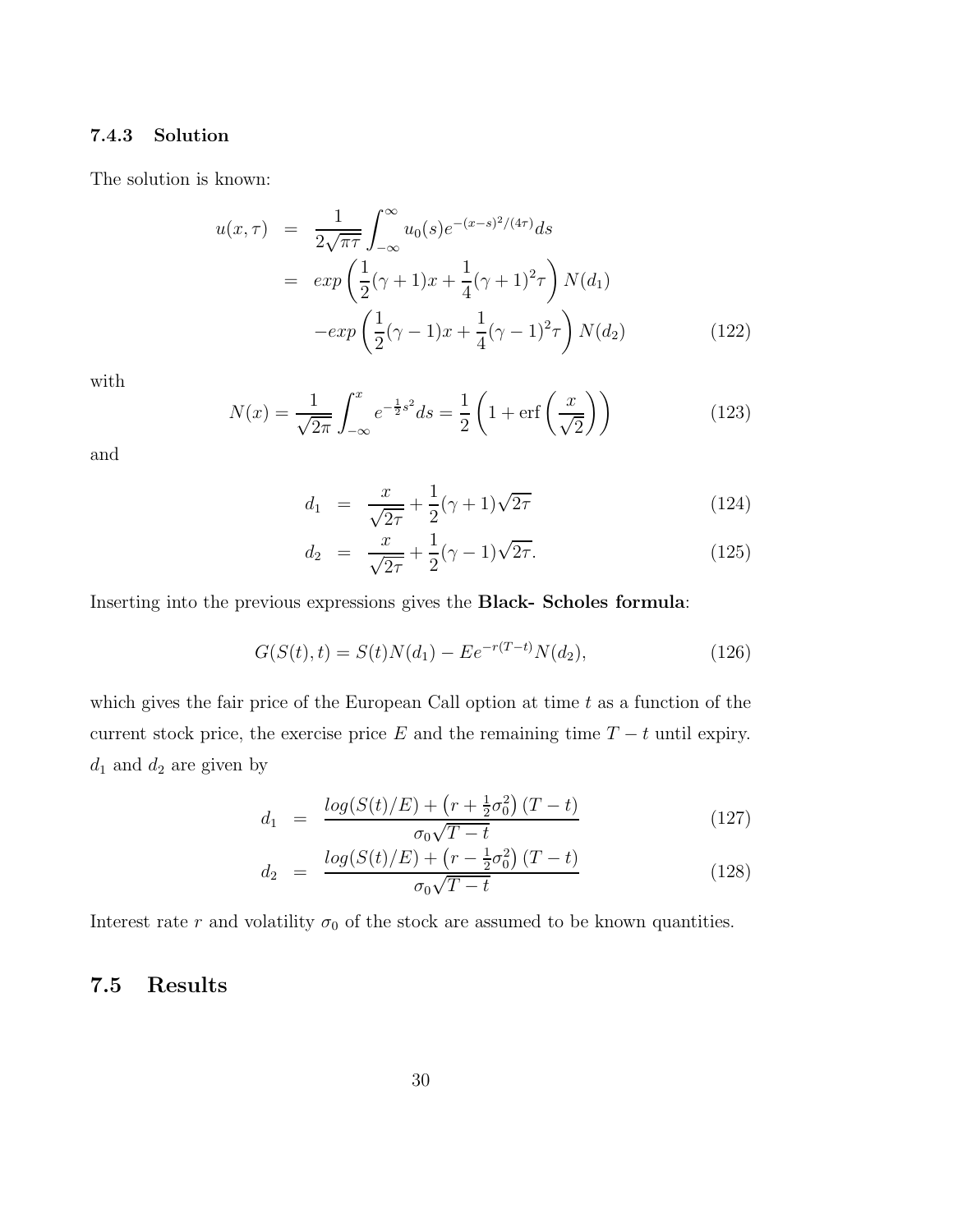### 7.4.3 Solution

The solution is known:

$$
\begin{aligned}
u(x,\tau) &= \frac{1}{2\sqrt{\pi\tau}} \int_{-\infty}^{\infty} u_0(s) e^{-(x-s)^2/(4\tau)} ds \\
&= exp\left(\frac{1}{2}(\gamma+1)x + \frac{1}{4}(\gamma+1)^2\tau\right) N(d_1) \\
&\quad - exp\left(\frac{1}{2}(\gamma-1)x + \frac{1}{4}(\gamma-1)^2\tau\right) N(d_2) \qquad (122)
\end{aligned}
$$

with

$$
N(x) = \frac{1}{\sqrt{2\pi}} \int_{-\infty}^{x} e^{-\frac{1}{2}s^2} ds = \frac{1}{2}\left(1 + \text{erf}\left(\frac{x}{\sqrt{2}}\right)\right) \qquad (123)
$$

and

$$
d_1 = \frac{x}{\sqrt{2\tau}} + \frac{1}{2}(\gamma+1)\sqrt{2\tau} \qquad (124)
$$

$$
d_2 = \frac{x}{\sqrt{2\tau}} + \frac{1}{2}(\gamma-1)\sqrt{2\tau}. \qquad (125)
$$

Inserting into the previous expressions gives the **Black- Scholes formula**:

$$
G(S(t),t) = S(t)N(d_1) - Ee^{-r(T-t)}N(d_2), \qquad (126)
$$

which gives the fair price of the European Call option at time $t$ as a function of the current stock price, the exercise price $E$ and the remaining time $T-t$ until expiry. $d_1$ and $d_2$ are given by

$$
d_1 = \frac{log(S(t)/E) + \left(r + \frac{1}{2}\sigma_0^2\right)(T-t)}{\sigma_0\sqrt{T-t}} \qquad (127)
$$

$$
d_2 = \frac{log(S(t)/E) + \left(r - \frac{1}{2}\sigma_0^2\right)(T-t)}{\sigma_0\sqrt{T-t}} \qquad (128)
$$

Interest rate $r$ and volatility $\sigma_0$ of the stock are assumed to be known quantities.

## 7.5 Results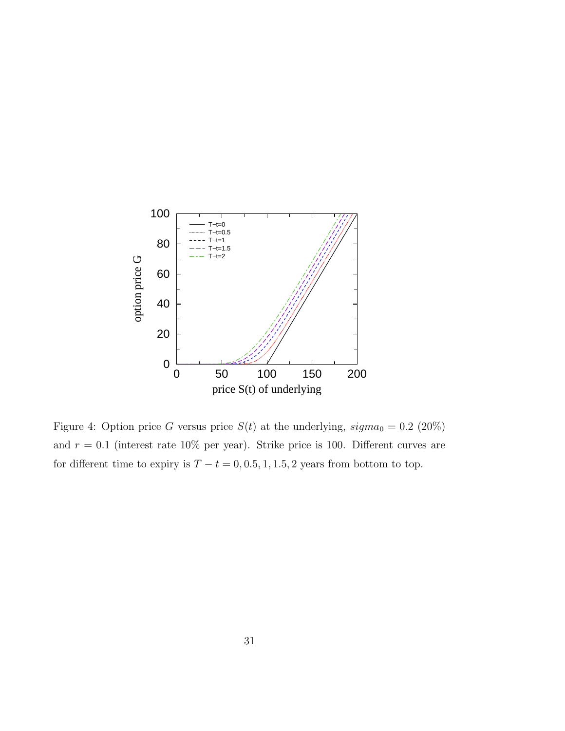Figure 4: Option price $G$ versus price $S(t)$ at the underlying, $sigma_0 = 0.2$ (20%) and $r = 0.1$ (interest rate 10% per year). Strike price is 100. Different curves are for different time to expiry is $T - t = 0, 0.5, 1, 1.5, 2$ years from bottom to top.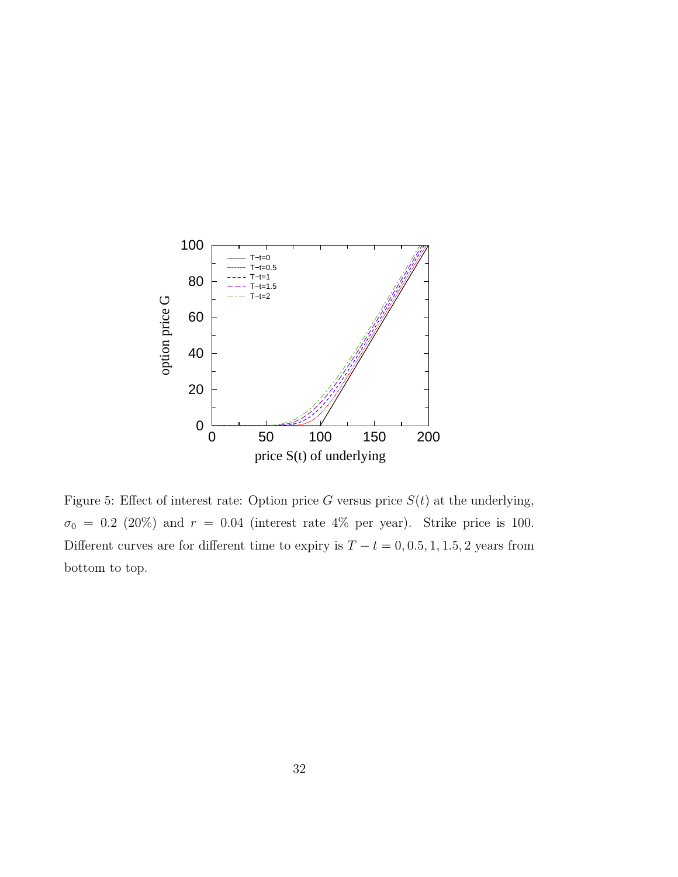Figure 5: Effect of interest rate: Option price $G$ versus price $S(t)$ at the underlying, $\sigma_0 = 0.2$ (20%) and $r = 0.04$ (interest rate 4% per year). Strike price is 100. Different curves are for different time to expiry is $T - t = 0, 0.5, 1, 1.5, 2$ years from bottom to top.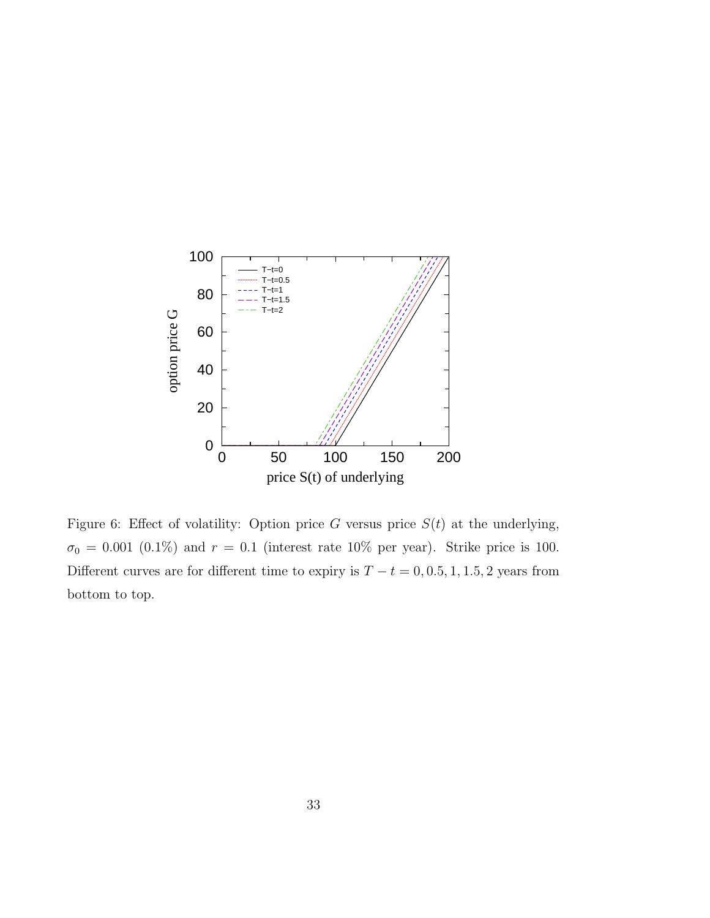Figure 6: Effect of volatility: Option price $G$ versus price $S(t)$ at the underlying, $\sigma_0 = 0.001$ (0.1%) and $r = 0.1$ (interest rate 10% per year). Strike price is 100. Different curves are for different time to expiry is $T - t = 0, 0.5, 1, 1.5, 2$ years from bottom to top.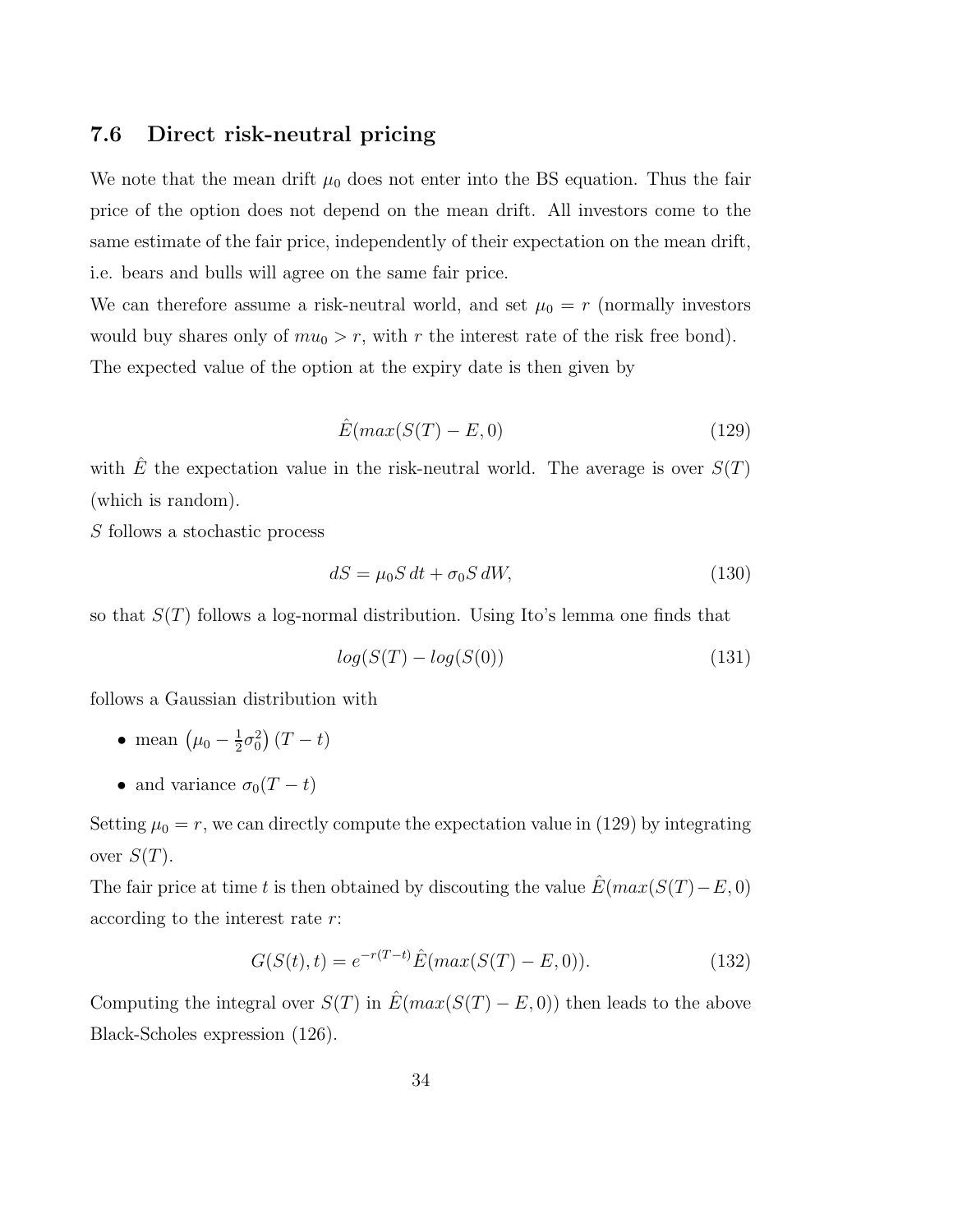## 7.6 Direct risk-neutral pricing

We note that the mean drift $\mu_0$ does not enter into the BS equation. Thus the fair price of the option does not depend on the mean drift. All investors come to the same estimate of the fair price, independently of their expectation on the mean drift, i.e. bears and bulls will agree on the same fair price.

We can therefore assume a risk-neutral world, and set $\mu_0 = r$ (normally investors would buy shares only of $mu_0 > r$, with $r$ the interest rate of the risk free bond). The expected value of the option at the expiry date is then given by

$$\hat{E}(max(S(T) - E, 0) \tag{129}$$

with $\hat{E}$ the expectation value in the risk-neutral world. The average is over $S(T)$ (which is random).

$S$ follows a stochastic process

$$dS = \mu_0 S \, dt + \sigma_0 S \, dW, \tag{130}$$

so that $S(T)$ follows a log-normal distribution. Using Ito's lemma one finds that

$$log(S(T) - log(S(0)) \tag{131}$$

follows a Gaussian distribution with

- mean $\left(\mu_0 - \frac{1}{2}\sigma_0^2\right)(T - t)$
- and variance $\sigma_0(T - t)$

Setting $\mu_0 = r$, we can directly compute the expectation value in (129) by integrating over $S(T)$.

The fair price at time $t$ is then obtained by discouting the value $\hat{E}(max(S(T) - E, 0)$ according to the interest rate $r$:

$$G(S(t), t) = e^{-r(T-t)} \hat{E}(max(S(T) - E, 0)). \tag{132}$$

Computing the integral over $S(T)$ in $\hat{E}(max(S(T) - E, 0))$ then leads to the above Black-Scholes expression (126).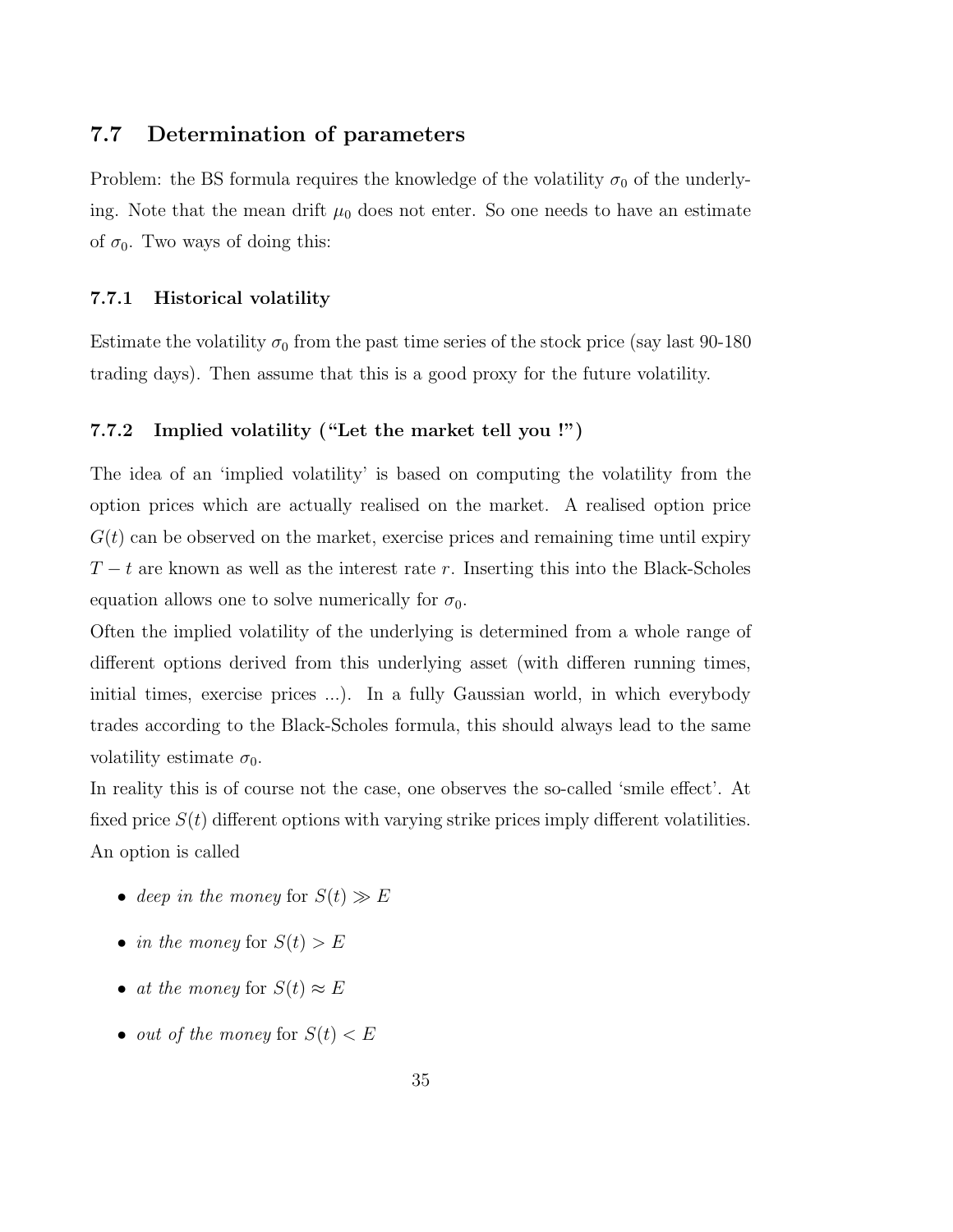## 7.7 Determination of parameters

Problem: the BS formula requires the knowledge of the volatility $\sigma_0$ of the underlying. Note that the mean drift $\mu_0$ does not enter. So one needs to have an estimate of $\sigma_0$. Two ways of doing this:

### 7.7.1 Historical volatility

Estimate the volatility $\sigma_0$ from the past time series of the stock price (say last 90-180 trading days). Then assume that this is a good proxy for the future volatility.

### 7.7.2 Implied volatility ("Let the market tell you !")

The idea of an 'implied volatility' is based on computing the volatility from the option prices which are actually realised on the market. A realised option price $G(t)$ can be observed on the market, exercise prices and remaining time until expiry $T - t$ are known as well as the interest rate $r$. Inserting this into the Black-Scholes equation allows one to solve numerically for $\sigma_0$.

Often the implied volatility of the underlying is determined from a whole range of different options derived from this underlying asset (with differen running times, initial times, exercise prices ...). In a fully Gaussian world, in which everybody trades according to the Black-Scholes formula, this should always lead to the same volatility estimate $\sigma_0$.

In reality this is of course not the case, one observes the so-called 'smile effect'. At fixed price $S(t)$ different options with varying strike prices imply different volatilities. An option is called

- *deep in the money* for $S(t) \gg E$
- *in the money* for $S(t) > E$
- *at the money* for $S(t) \approx E$
- *out of the money* for $S(t) < E$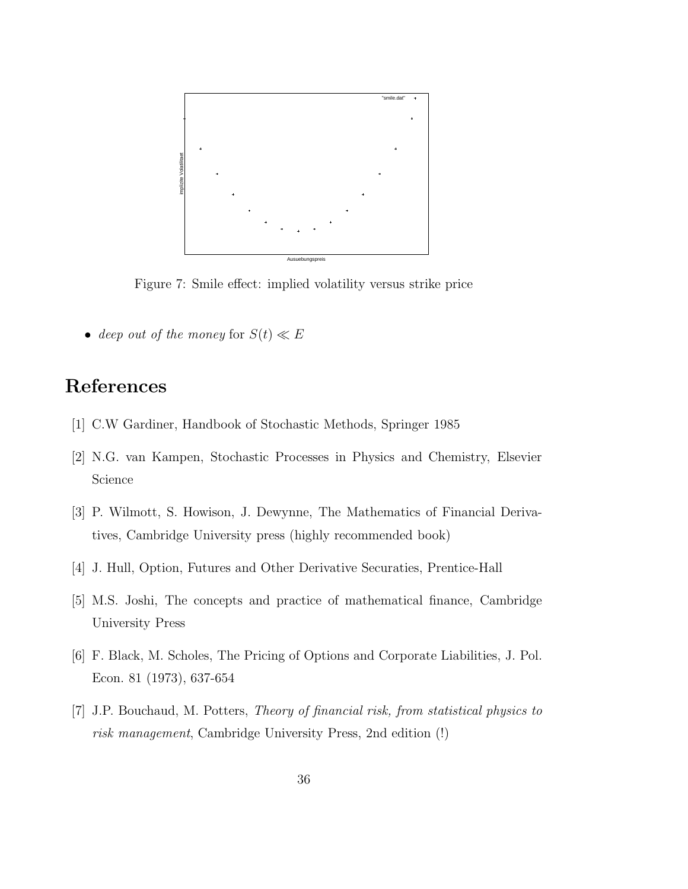"smile.dat"

implizite Volatilitaet

Ausuebungspreis

Figure 7: Smile effect: implied volatility versus strike price

- *deep out of the money* for $S(t) \ll E$

# References

[1] C.W Gardiner, Handbook of Stochastic Methods, Springer 1985

[2] N.G. van Kampen, Stochastic Processes in Physics and Chemistry, Elsevier Science

[3] P. Wilmott, S. Howison, J. Dewynne, The Mathematics of Financial Derivatives, Cambridge University press (highly recommended book)

[4] J. Hull, Option, Futures and Other Derivative Securaties, Prentice-Hall

[5] M.S. Joshi, The concepts and practice of mathematical finance, Cambridge University Press

[6] F. Black, M. Scholes, The Pricing of Options and Corporate Liabilities, J. Pol. Econ. 81 (1973), 637-654

[7] J.P. Bouchaud, M. Potters, *Theory of financial risk, from statistical physics to risk management*, Cambridge University Press, 2nd edition (!)